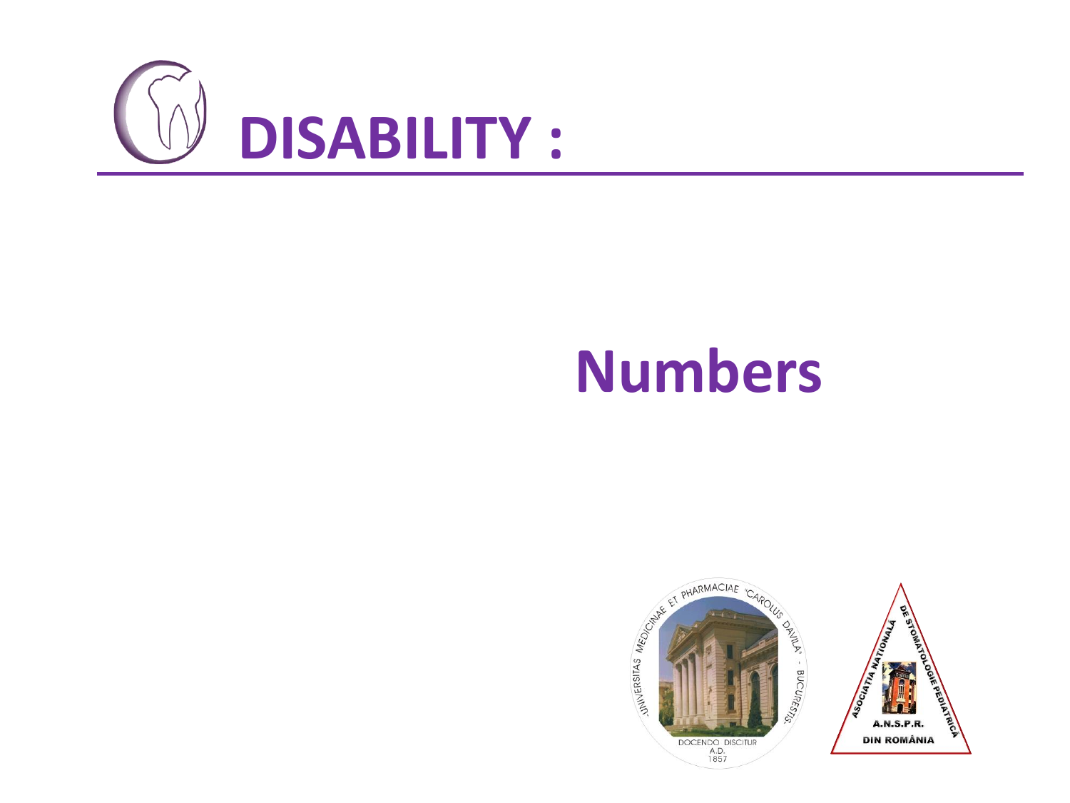# DISABILITY :

## Numbers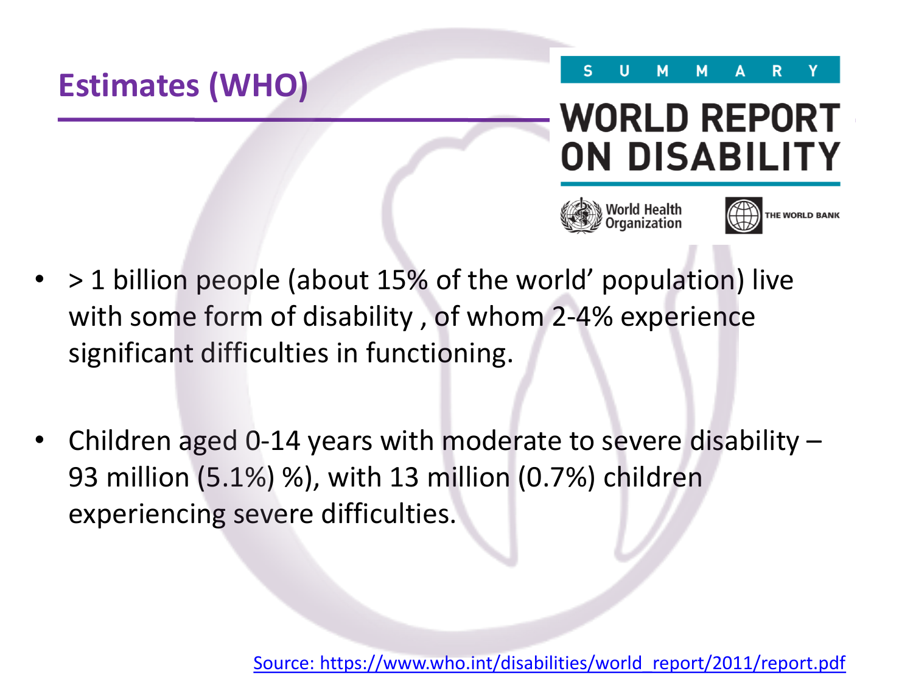# Estimates (WHO)

SUMMARY

WORLD REPORT ON DISABILITY

World Health Organization

THE WORLD BANK

- > 1 billion people (about 15% of the world' population) live with some form of disability , of whom 2-4% experience significant difficulties in functioning.

- Children aged 0-14 years with moderate to severe disability – 93 million (5.1%) %), with 13 million (0.7%) children experiencing severe difficulties.

[Source: https://www.who.int/disabilities/world_report/2011/report.pdf](https://www.who.int/disabilities/world_report/2011/report.pdf)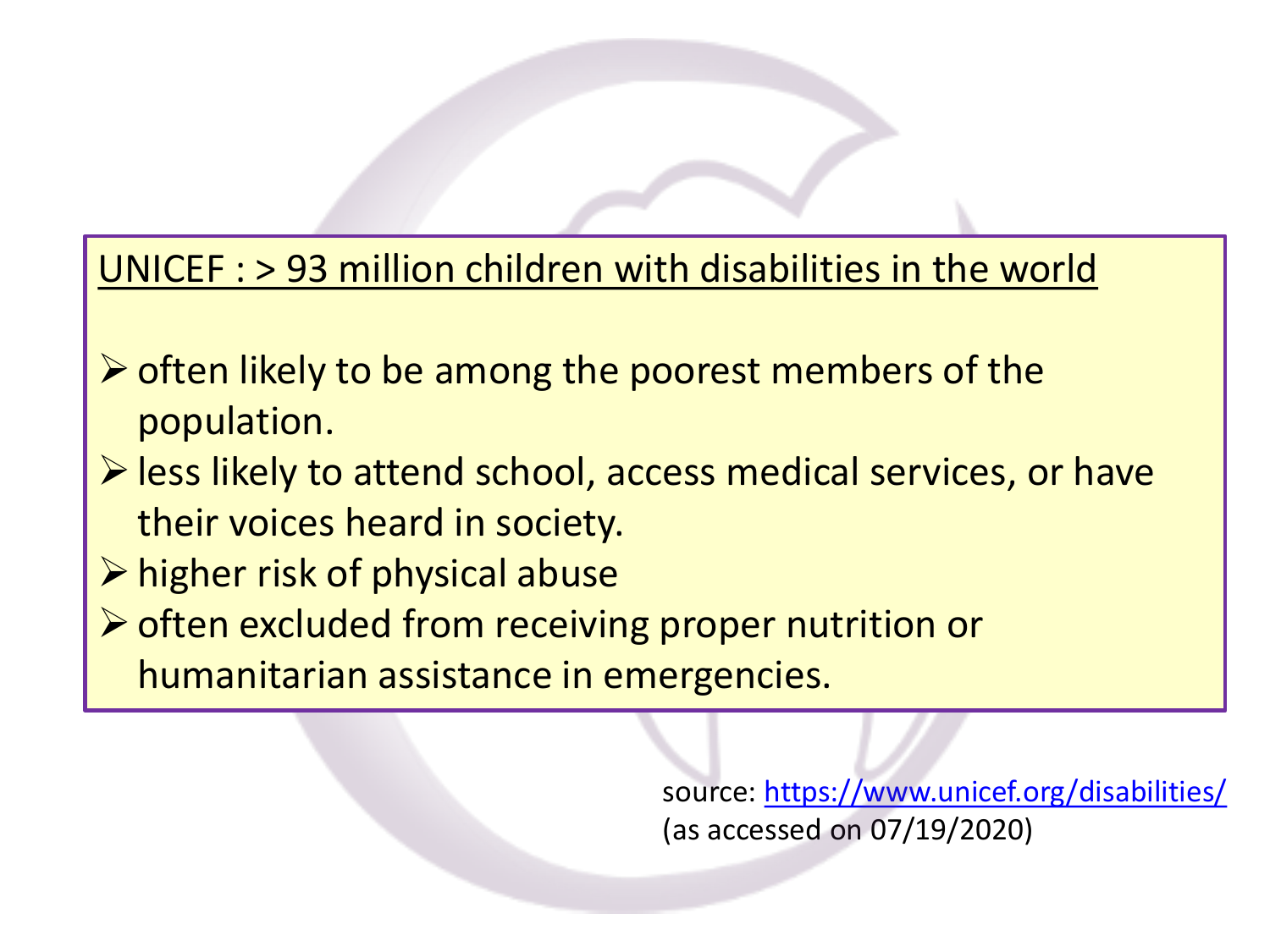UNICEF : > 93 million children with disabilities in the world

- often likely to be among the poorest members of the population.
- less likely to attend school, access medical services, or have their voices heard in society.
- higher risk of physical abuse
- often excluded from receiving proper nutrition or humanitarian assistance in emergencies.

source: https://www.unicef.org/disabilities/
(as accessed on 07/19/2020)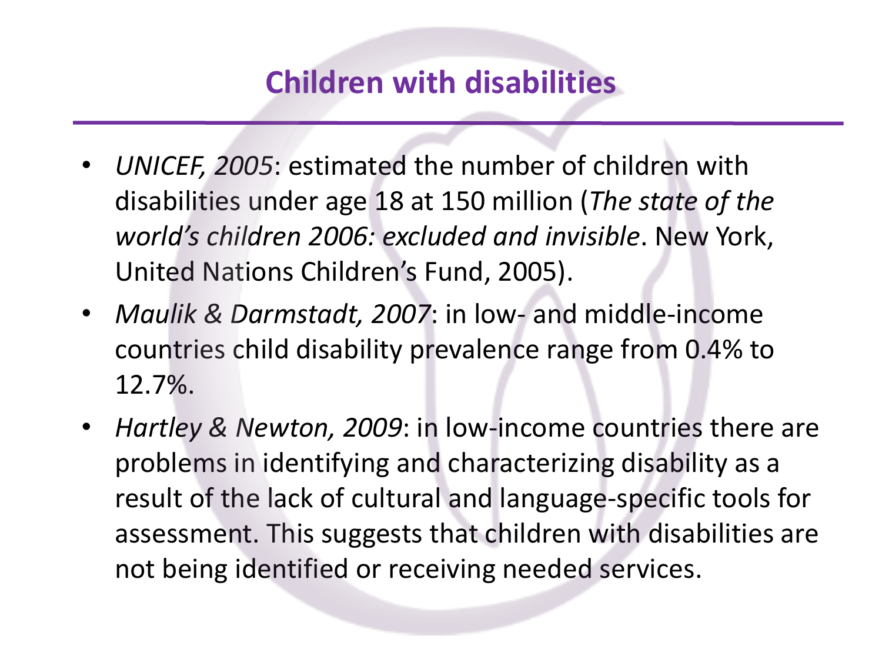## Children with disabilities

- *UNICEF, 2005*: estimated the number of children with disabilities under age 18 at 150 million (*The state of the world's children 2006: excluded and invisible*. New York, United Nations Children's Fund, 2005).
- *Maulik & Darmstadt, 2007*: in low- and middle-income countries child disability prevalence range from 0.4% to 12.7%.
- *Hartley & Newton, 2009*: in low-income countries there are problems in identifying and characterizing disability as a result of the lack of cultural and language-specific tools for assessment. This suggests that children with disabilities are not being identified or receiving needed services.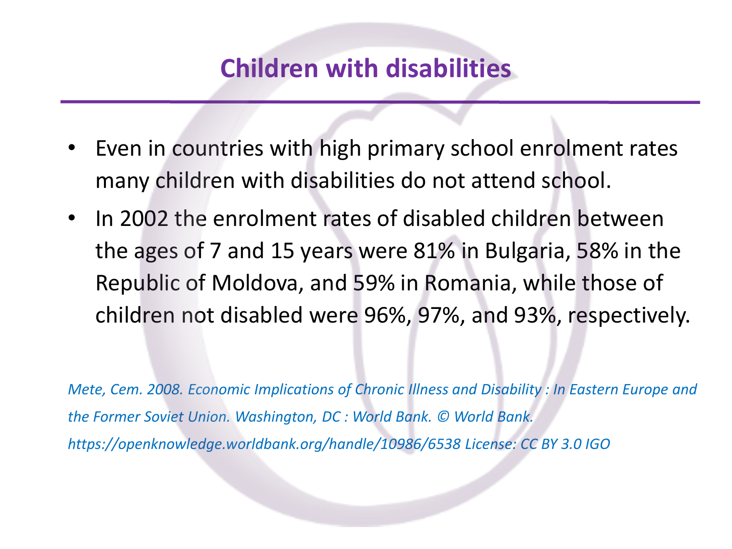# Children with disabilities

- Even in countries with high primary school enrolment rates many children with disabilities do not attend school.
- In 2002 the enrolment rates of disabled children between the ages of 7 and 15 years were 81% in Bulgaria, 58% in the Republic of Moldova, and 59% in Romania, while those of children not disabled were 96%, 97%, and 93%, respectively.

*Mete, Cem. 2008. Economic Implications of Chronic Illness and Disability : In Eastern Europe and the Former Soviet Union. Washington, DC : World Bank. © World Bank. https://openknowledge.worldbank.org/handle/10986/6538 License: CC BY 3.0 IGO*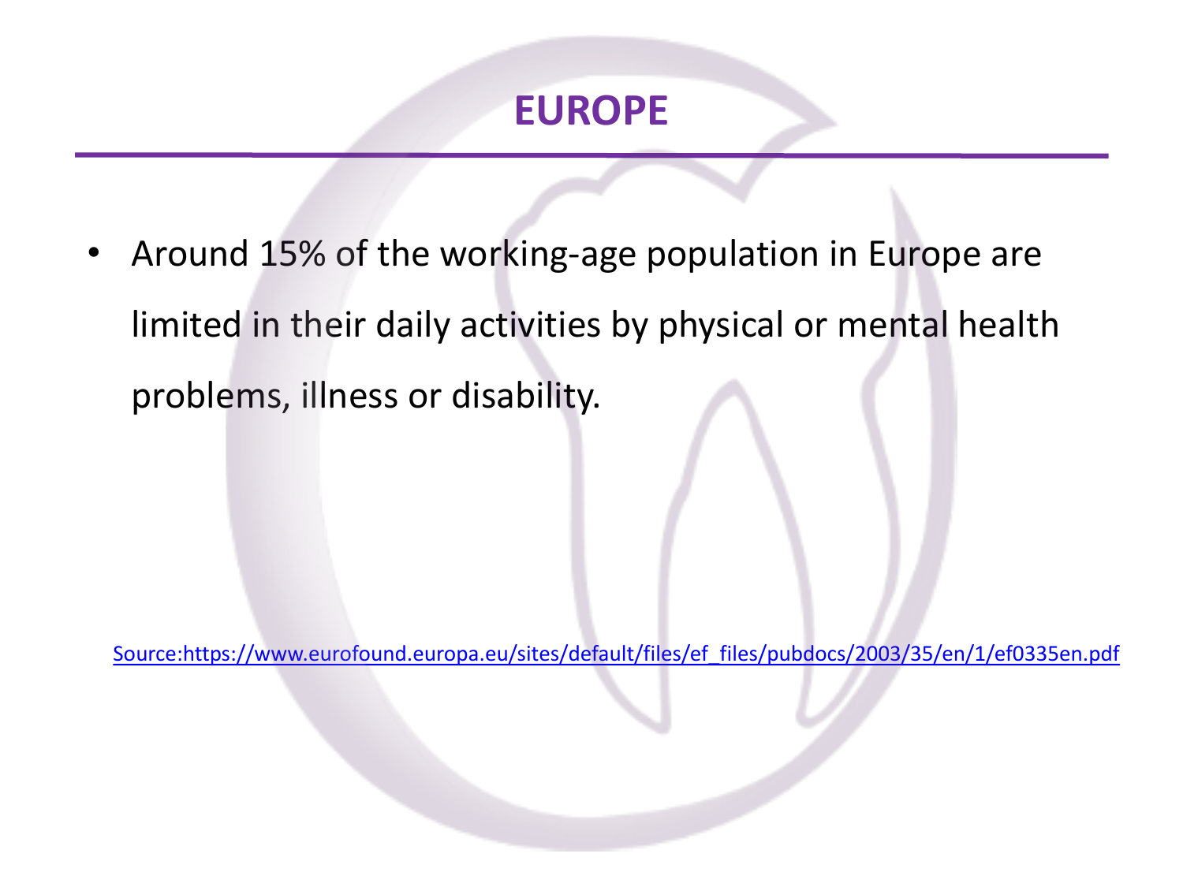# EUROPE

- Around 15% of the working-age population in Europe are limited in their daily activities by physical or mental health problems, illness or disability.

Source:https://www.eurofound.europa.eu/sites/default/files/ef_files/pubdocs/2003/35/en/1/ef0335en.pdf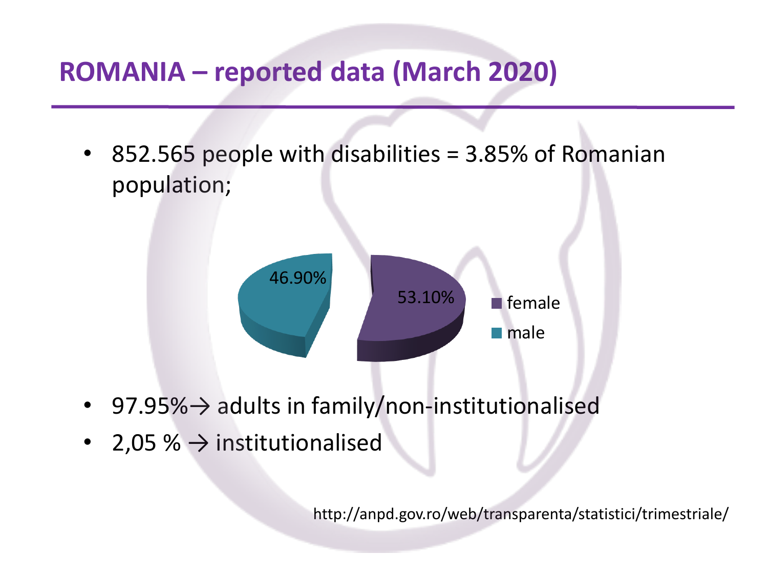# ROMANIA – reported data (March 2020)

- 852.565 people with disabilities = 3.85% of Romanian population;

| Category | Percentage |
| --- | --- |
| female | 53.10% |
| male | 46.90% |

- 97.95%→ adults in family/non-institutionalised
- 2,05 % → institutionalised

http://anpd.gov.ro/web/transparenta/statistici/trimestriale/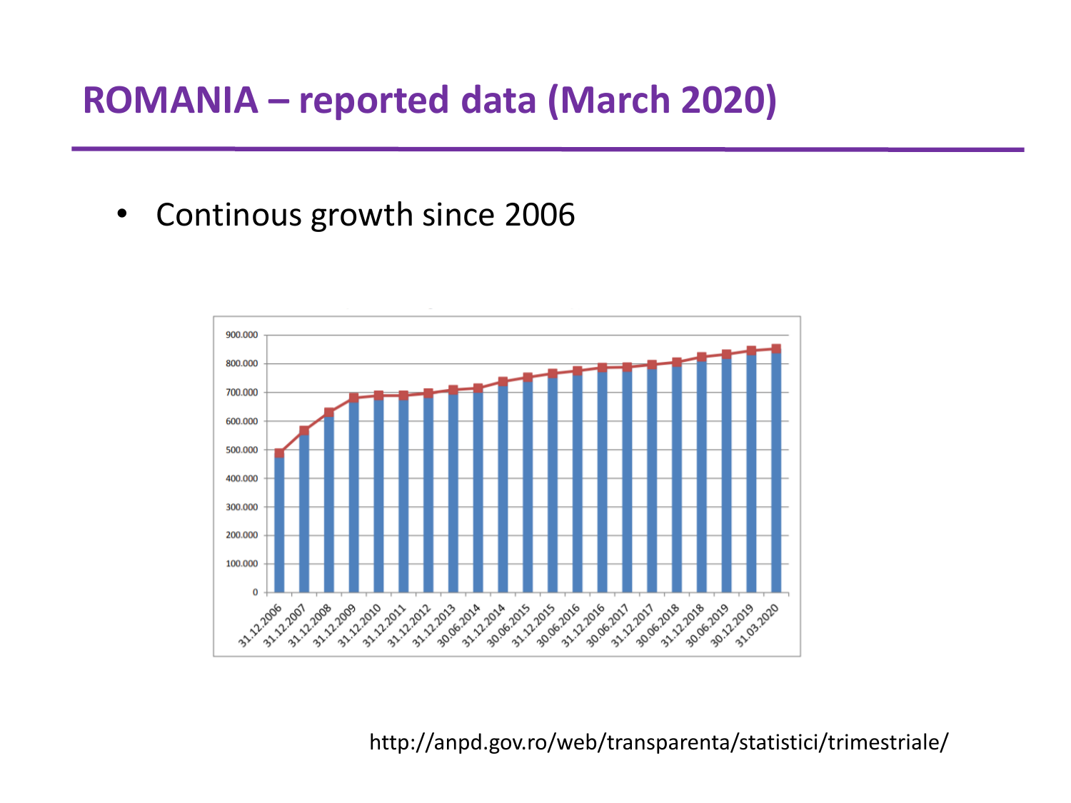# ROMANIA – reported data (March 2020)

- Continous growth since 2006

http://anpd.gov.ro/web/transparenta/statistici/trimestriale/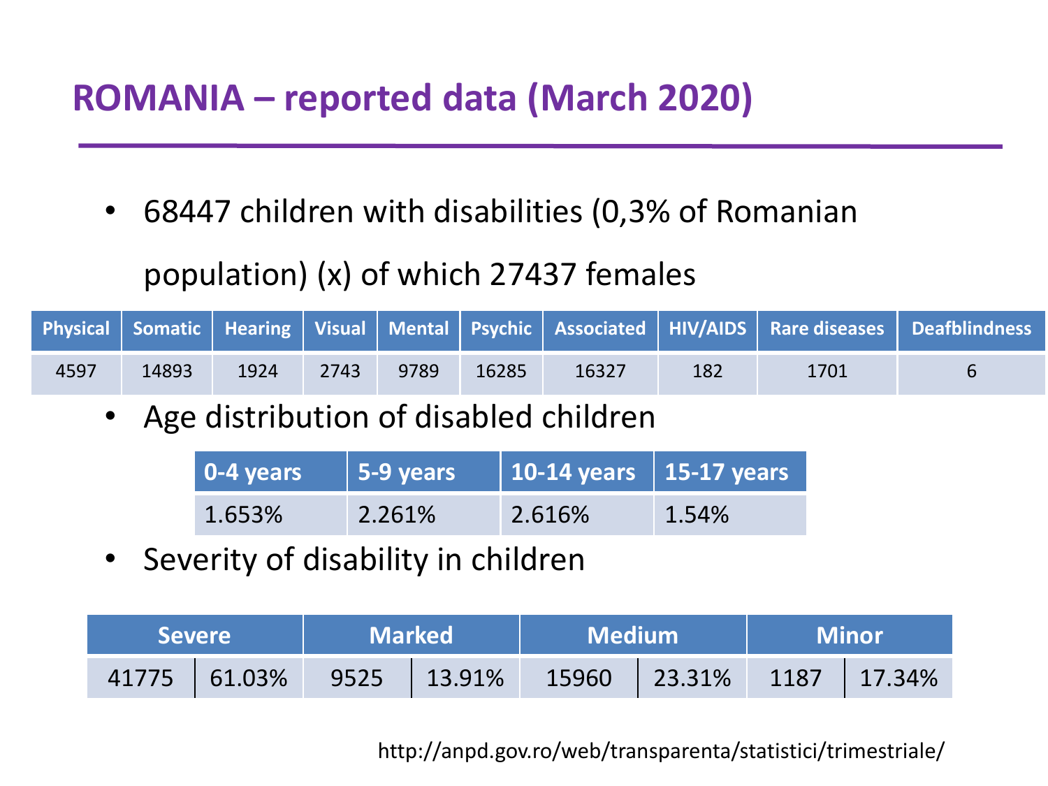# ROMANIA – reported data (March 2020)

- 68447 children with disabilities (0,3% of Romanian population) (x) of which 27437 females

| Physical | Somatic | Hearing | Visual | Mental | Psychic | Associated | HIV/AIDS | Rare diseases | Deafblindness |
|---|---|---|---|---|---|---|---|---|---|
| 4597 | 14893 | 1924 | 2743 | 9789 | 16285 | 16327 | 182 | 1701 | 6 |

- Age distribution of disabled children

| 0-4 years | 5-9 years | 10-14 years | 15-17 years |
|---|---|---|---|
| 1.653% | 2.261% | 2.616% | 1.54% |

- Severity of disability in children

| Severe | | Marked | | Medium | | Minor | |
|---|---|---|---|---|---|---|---|
| 41775 | 61.03% | 9525 | 13.91% | 15960 | 23.31% | 1187 | 17.34% |

http://anpd.gov.ro/web/transparenta/statistici/trimestriale/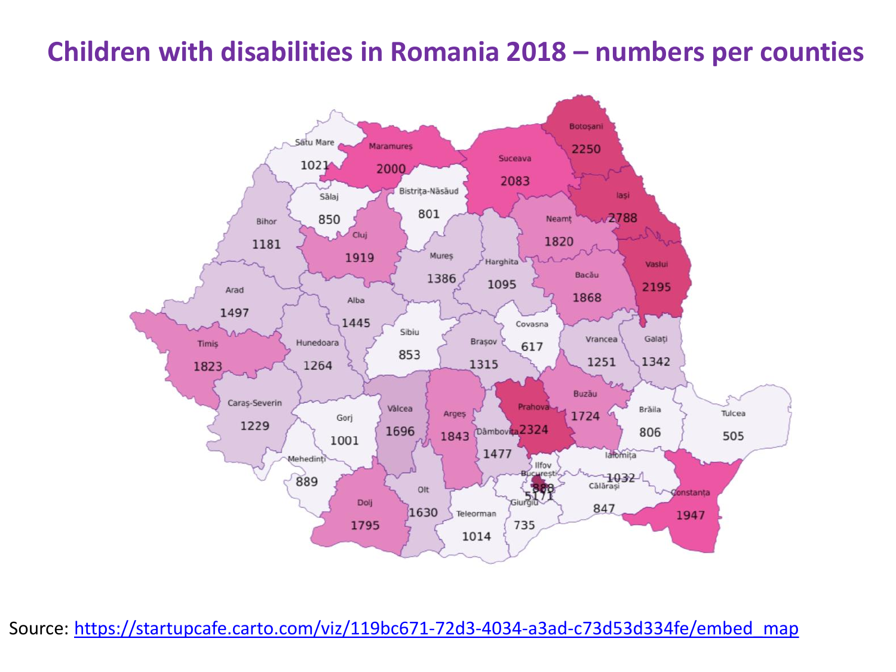# Children with disabilities in Romania 2018 – numbers per counties

| County | Number |
| --- | --- |
| Satu Mare | 1021 |
| Maramureș | 2000 |
| Suceava | 2083 |
| Botoșani | 2250 |
| Sălaj | 850 |
| Bistrița-Năsăud | 801 |
| Iași | 2788 |
| Neamț | 1820 |
| Bihor | 1181 |
| Cluj | 1919 |
| Mureș | 1386 |
| Harghita | 1095 |
| Bacău | 1868 |
| Vaslui | 2195 |
| Arad | 1497 |
| Alba | 1445 |
| Sibiu | 853 |
| Covasna | 617 |
| Timiș | 1823 |
| Hunedoara | 1264 |
| Brașov | 1315 |
| Vrancea | 1251 |
| Galați | 1342 |
| Caraș-Severin | 1229 |
| Gorj | 1001 |
| Vâlcea | 1696 |
| Argeș | 1843 |
| Dâmbovița | 1477 |
| Prahova | 2324 |
| Buzău | 1724 |
| Brăila | 806 |
| Tulcea | 505 |
| Mehedinți | 889 |
| Ialomița | 1032 |
| Ilfov | 888 |
| București | 5171 |
| Călărași | 847 |
| Constanța | 1947 |
| Dolj | 1795 |
| Olt | 1630 |
| Teleorman | 1014 |
| Giurgiu | 735 |

Source: https://startupcafe.carto.com/viz/119bc671-72d3-4034-a3ad-c73d53d334fe/embed_map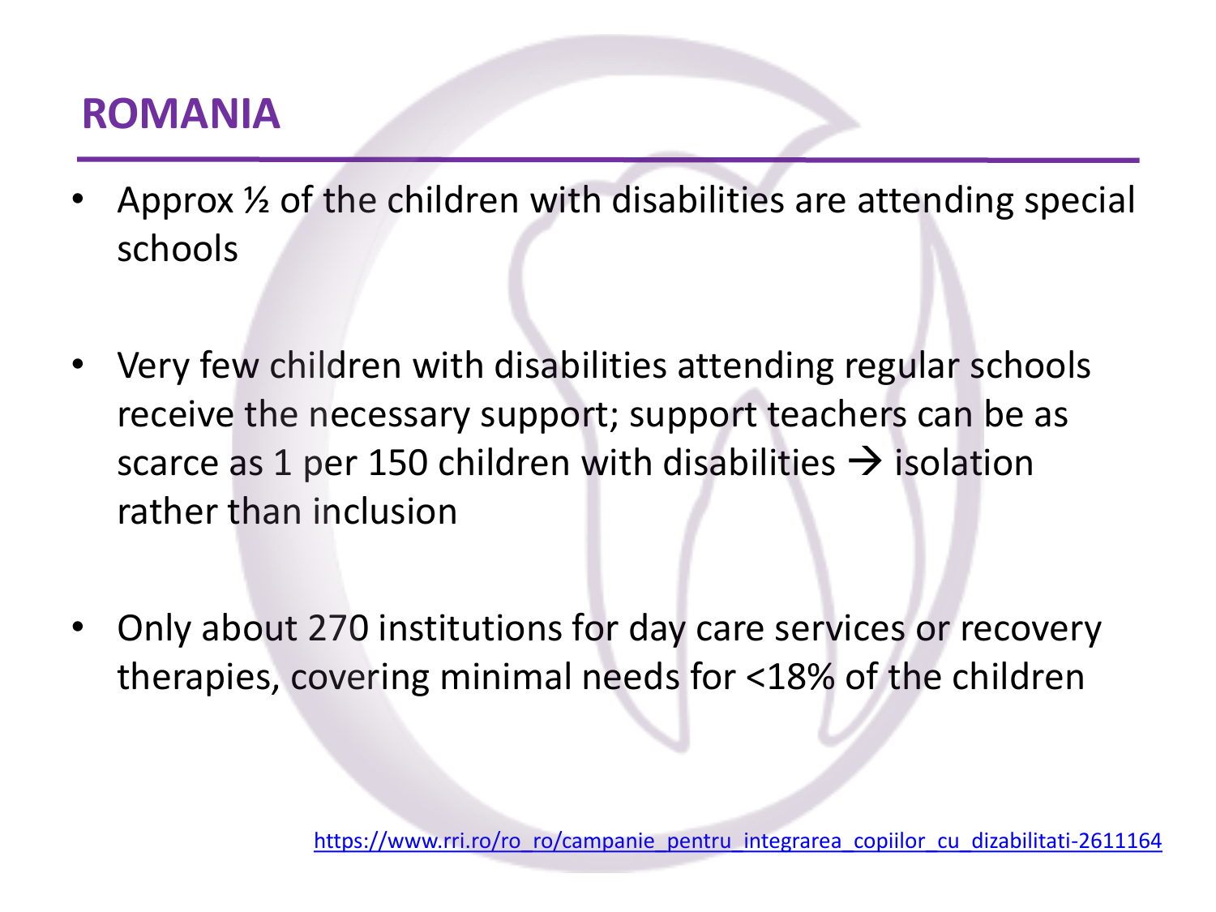# ROMANIA

- Approx ½ of the children with disabilities are attending special schools
- Very few children with disabilities attending regular schools receive the necessary support; support teachers can be as scarce as 1 per 150 children with disabilities → isolation rather than inclusion
- Only about 270 institutions for day care services or recovery therapies, covering minimal needs for <18% of the children

https://www.rri.ro/ro_ro/campanie_pentru_integrarea_copiilor_cu_dizabilitati-2611164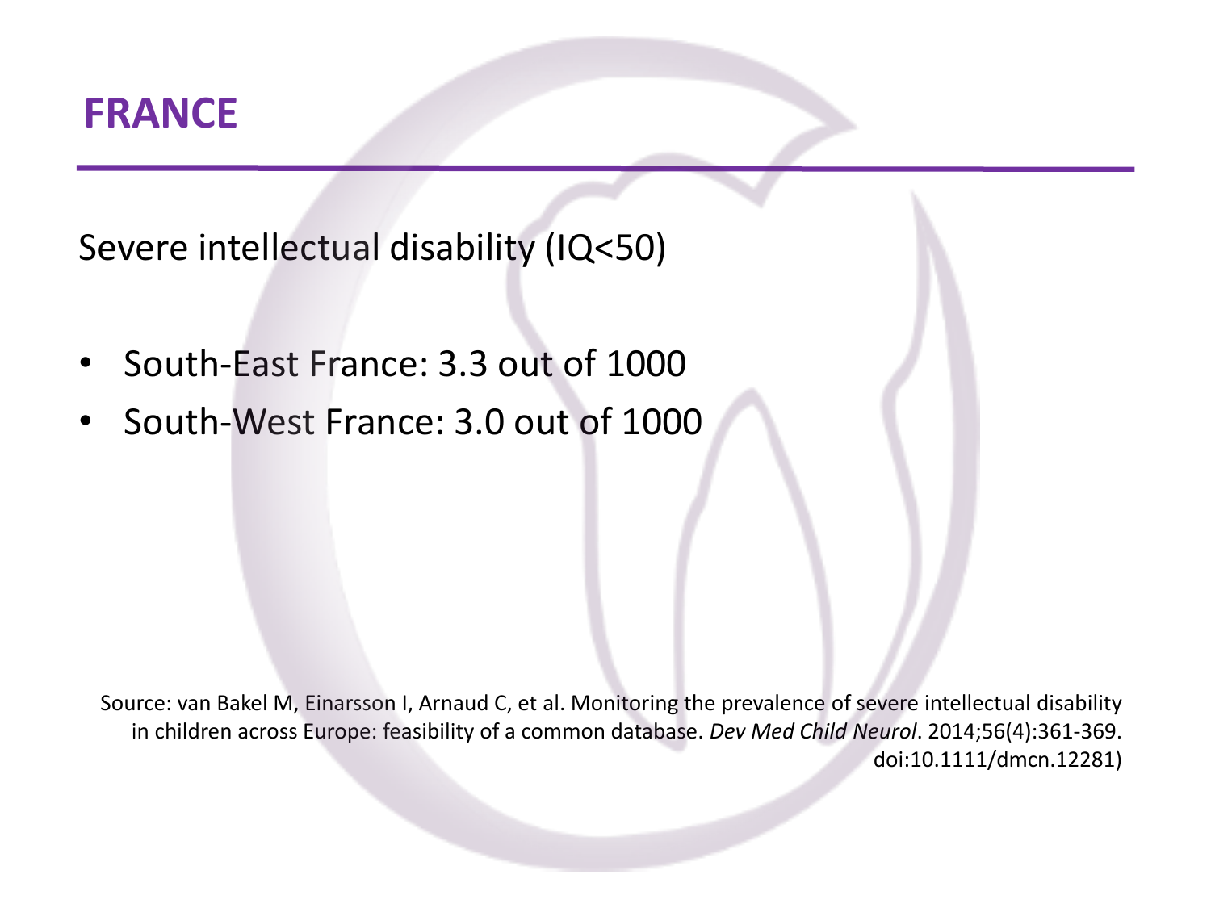# FRANCE

Severe intellectual disability (IQ<50)

- South-East France: 3.3 out of 1000
- South-West France: 3.0 out of 1000

Source: van Bakel M, Einarsson I, Arnaud C, et al. Monitoring the prevalence of severe intellectual disability in children across Europe: feasibility of a common database. *Dev Med Child Neurol*. 2014;56(4):361-369. doi:10.1111/dmcn.12281)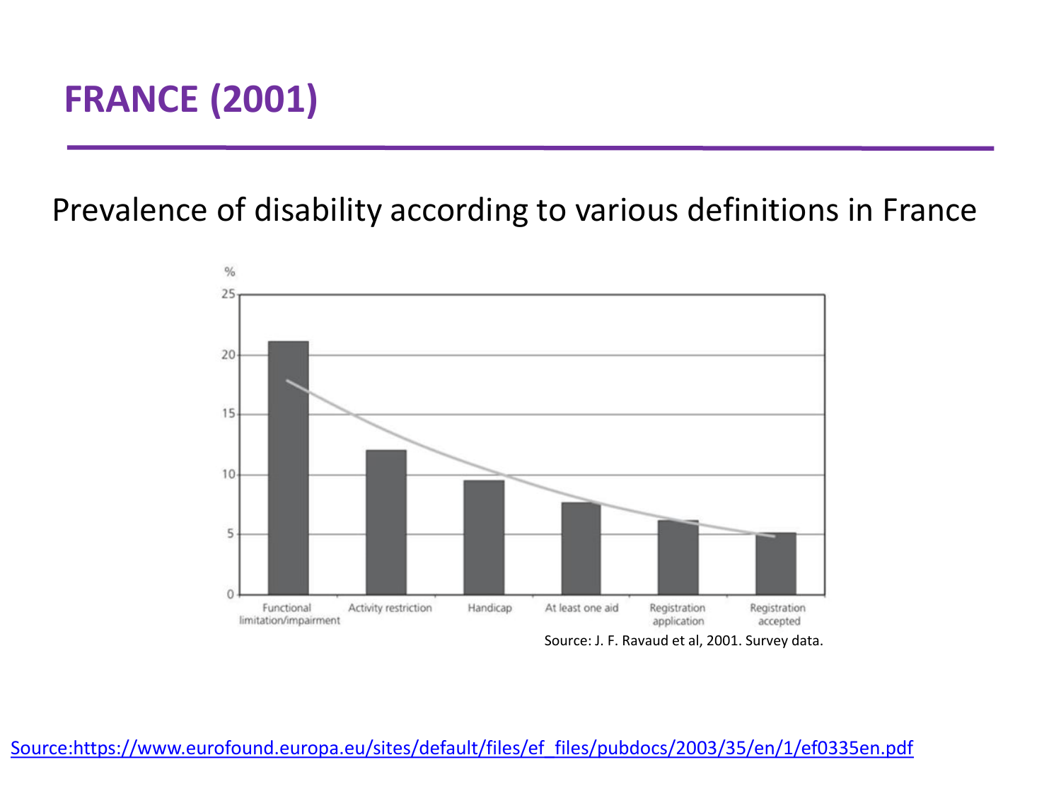# FRANCE (2001)

Prevalence of disability according to various definitions in France

| Definition | % |
|---|---|
| Functional limitation/impairment | ~21 |
| Activity restriction | ~12 |
| Handicap | ~9.5 |
| At least one aid | ~7.5 |
| Registration application | ~6 |
| Registration accepted | ~5 |

Source: J. F. Ravaud et al, 2001. Survey data.

[Source:https://www.eurofound.europa.eu/sites/default/files/ef_files/pubdocs/2003/35/en/1/ef0335en.pdf](https://www.eurofound.europa.eu/sites/default/files/ef_files/pubdocs/2003/35/en/1/ef0335en.pdf)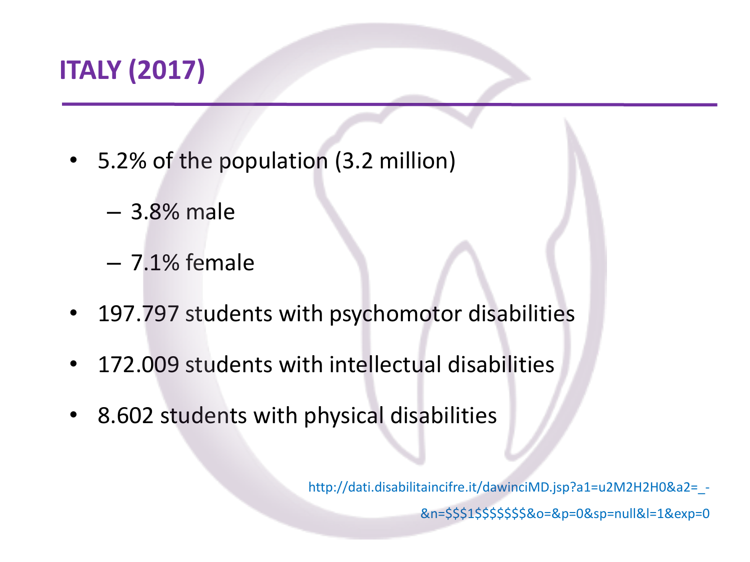# ITALY (2017)

- 5.2% of the population (3.2 million)
  - 3.8% male
  - 7.1% female
- 197.797 students with psychomotor disabilities
- 172.009 students with intellectual disabilities
- 8.602 students with physical disabilities

http://dati.disabilitaincifre.it/dawinciMD.jsp?a1=u2M2H2H0&a2=_-&n=$$$1$$$$$$$&o=&p=0&sp=null&l=1&exp=0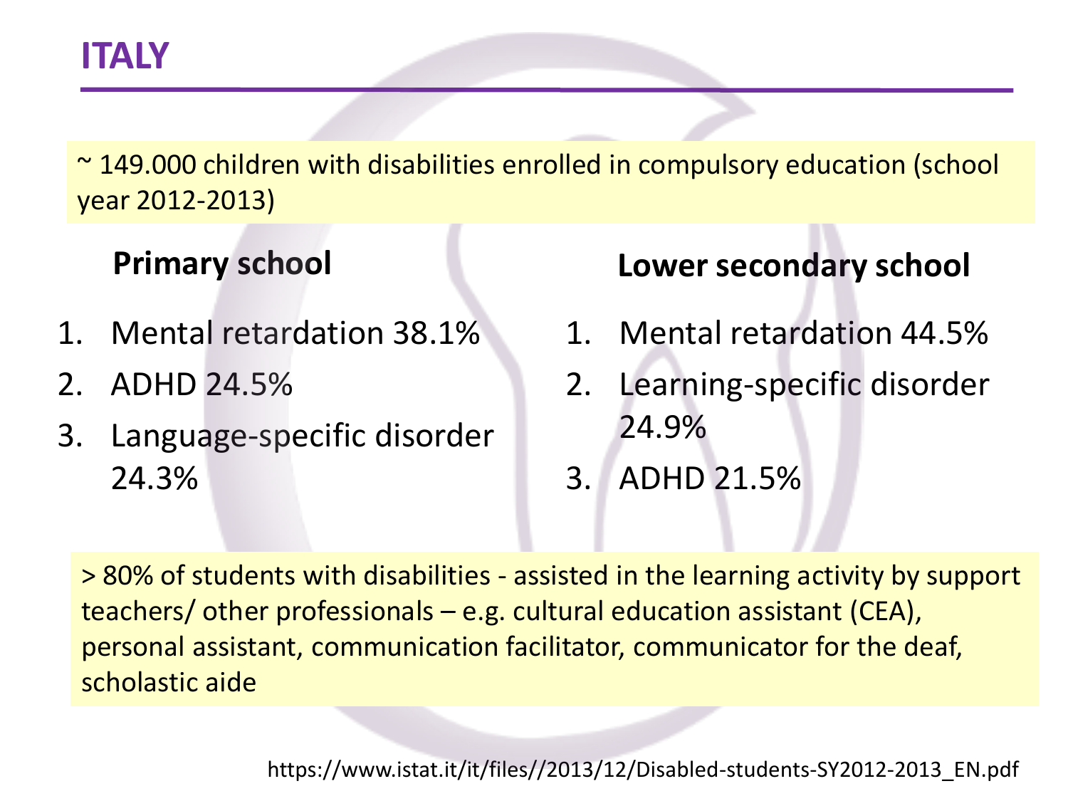# ITALY

~ 149.000 children with disabilities enrolled in compulsory education (school year 2012-2013)

**Primary school**

1. Mental retardation 38.1%
2. ADHD 24.5%
3. Language-specific disorder 24.3%

**Lower secondary school**

1. Mental retardation 44.5%
2. Learning-specific disorder 24.9%
3. ADHD 21.5%

> 80% of students with disabilities - assisted in the learning activity by support teachers/ other professionals – e.g. cultural education assistant (CEA), personal assistant, communication facilitator, communicator for the deaf, scholastic aide

https://www.istat.it/it/files//2013/12/Disabled-students-SY2012-2013_EN.pdf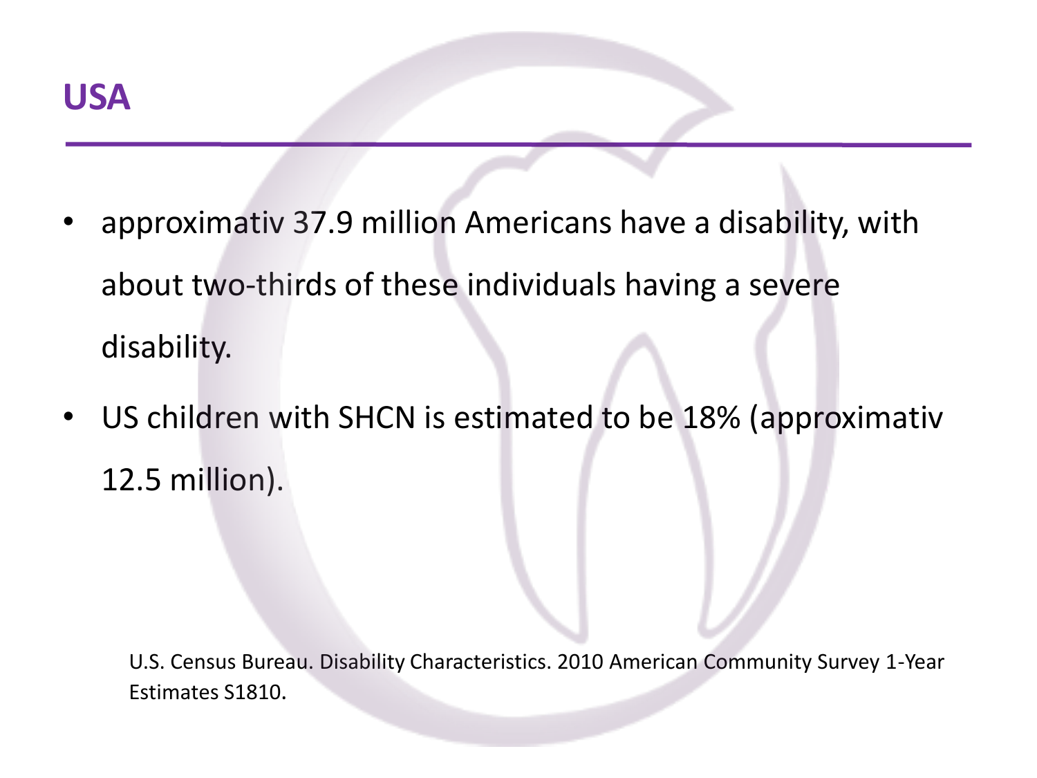# USA

- approximativ 37.9 million Americans have a disability, with about two-thirds of these individuals having a severe disability.
- US children with SHCN is estimated to be 18% (approximativ 12.5 million).

U.S. Census Bureau. Disability Characteristics. 2010 American Community Survey 1-Year Estimates S1810.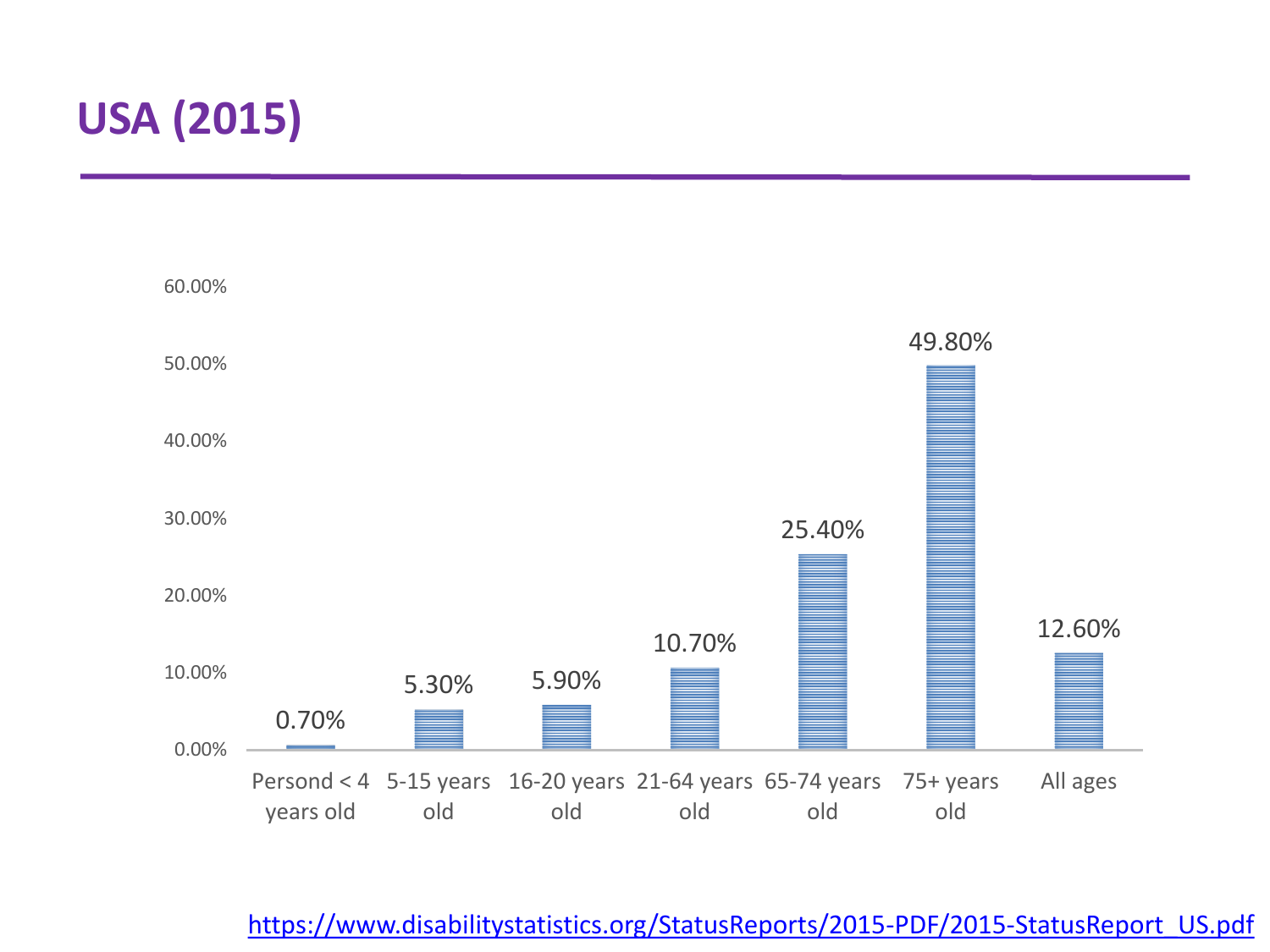# USA (2015)

| Age group | Percentage |
|---|---|
| Persond < 4 years old | 0.70% |
| 5-15 years old | 5.30% |
| 16-20 years old | 5.90% |
| 21-64 years old | 10.70% |
| 65-74 years old | 25.40% |
| 75+ years old | 49.80% |
| All ages | 12.60% |

https://www.disabilitystatistics.org/StatusReports/2015-PDF/2015-StatusReport_US.pdf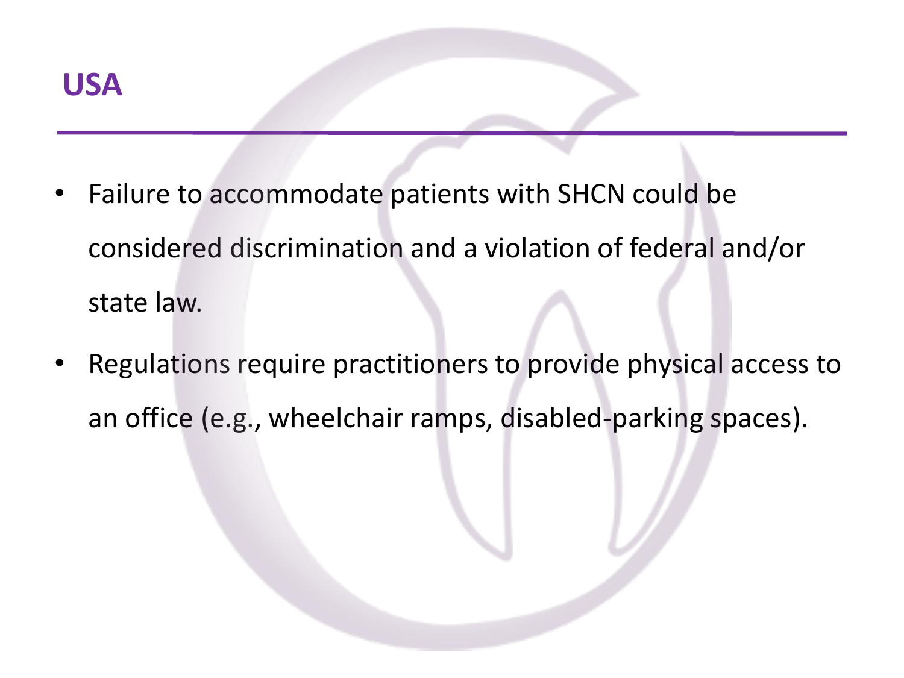# USA

- Failure to accommodate patients with SHCN could be considered discrimination and a violation of federal and/or state law.
- Regulations require practitioners to provide physical access to an office (e.g., wheelchair ramps, disabled-parking spaces).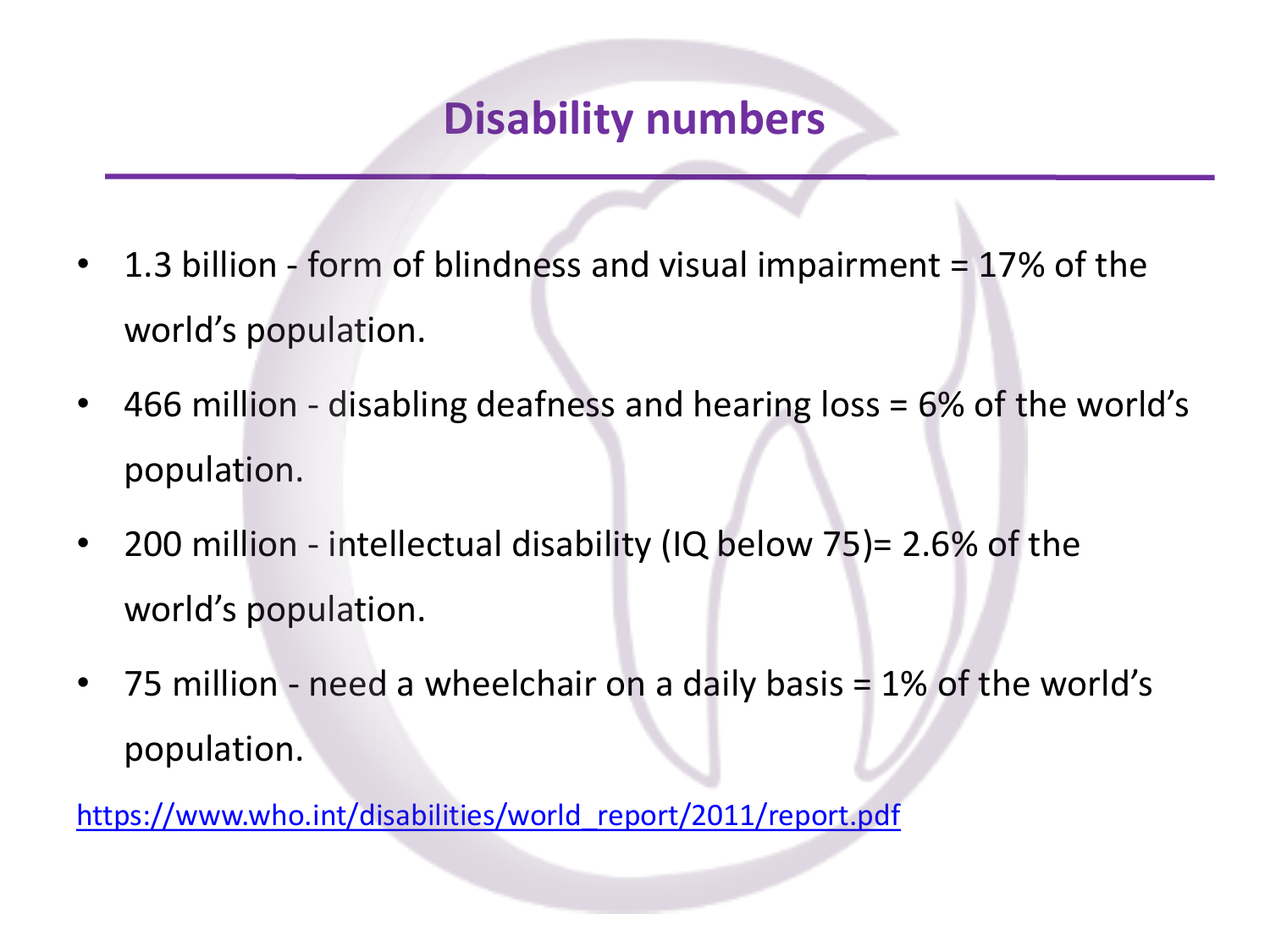# Disability numbers

- 1.3 billion - form of blindness and visual impairment = 17% of the world's population.
- 466 million - disabling deafness and hearing loss = 6% of the world's population.
- 200 million - intellectual disability (IQ below 75)= 2.6% of the world's population.
- 75 million - need a wheelchair on a daily basis = 1% of the world's population.

https://www.who.int/disabilities/world_report/2011/report.pdf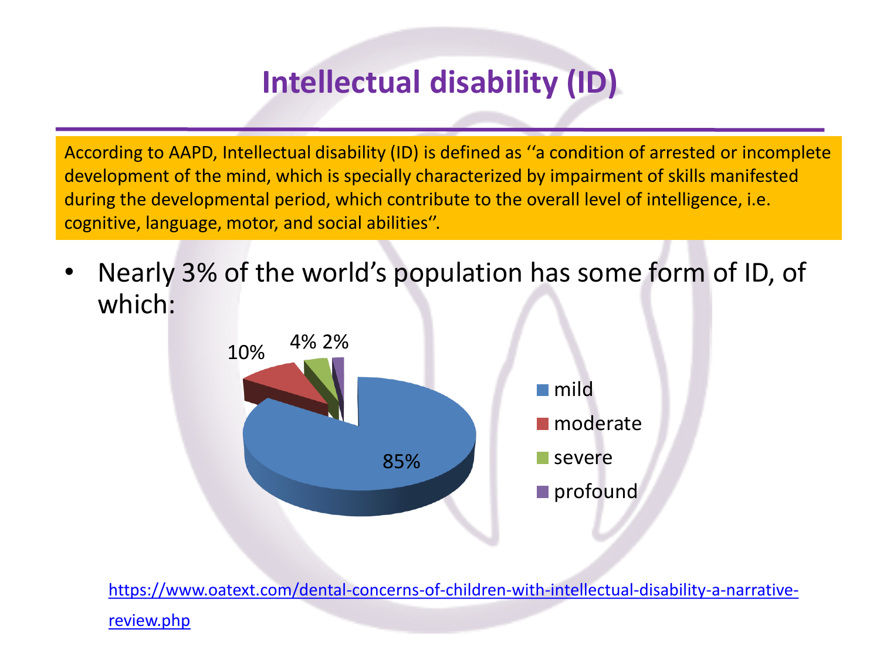# Intellectual disability (ID)

According to AAPD, Intellectual disability (ID) is defined as ‘‘a condition of arrested or incomplete development of the mind, which is specially characterized by impairment of skills manifested during the developmental period, which contribute to the overall level of intelligence, i.e. cognitive, language, motor, and social abilities’’.

- Nearly 3% of the world’s population has some form of ID, of which:

| Category | Percentage |
| --- | --- |
| mild | 85% |
| moderate | 10% |
| severe | 4% |
| profound | 2% |

https://www.oatext.com/dental-concerns-of-children-with-intellectual-disability-a-narrative-review.php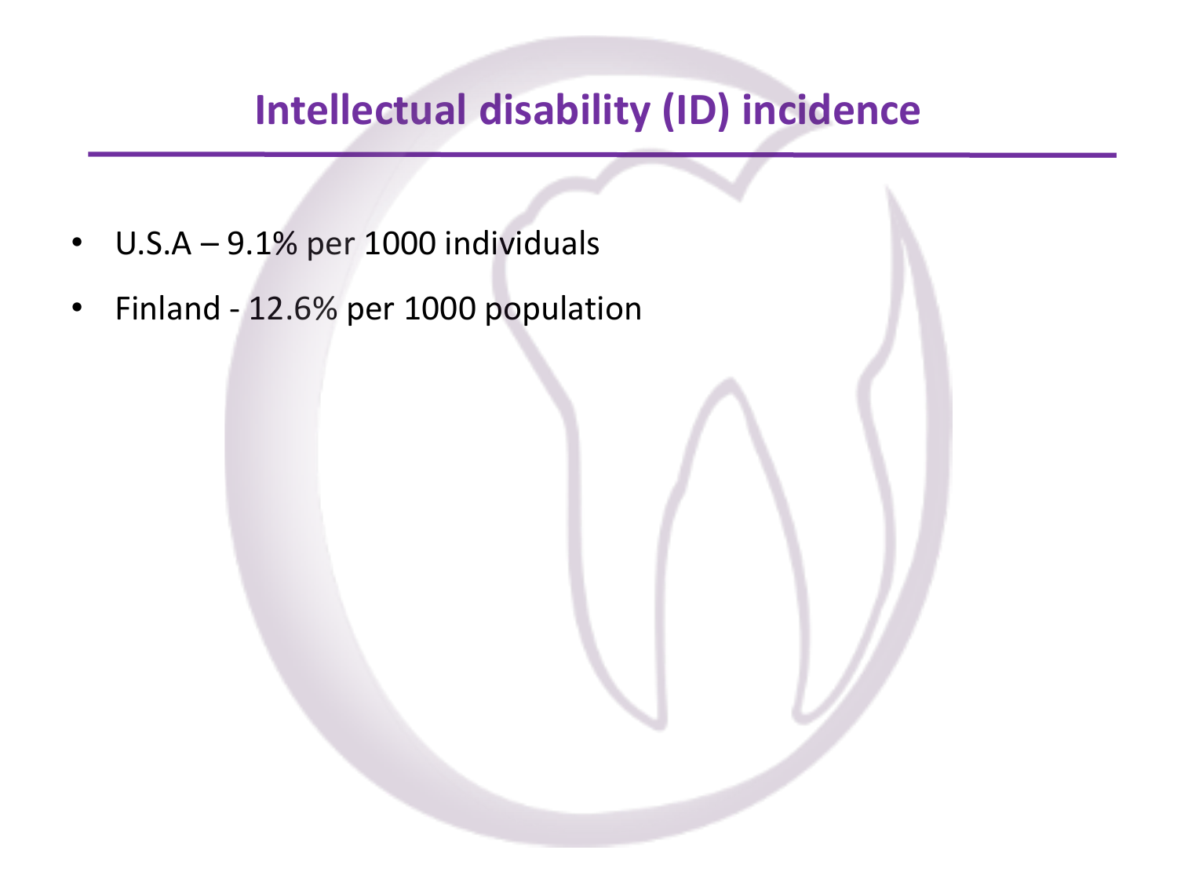# Intellectual disability (ID) incidence

- U.S.A – 9.1% per 1000 individuals
- Finland - 12.6% per 1000 population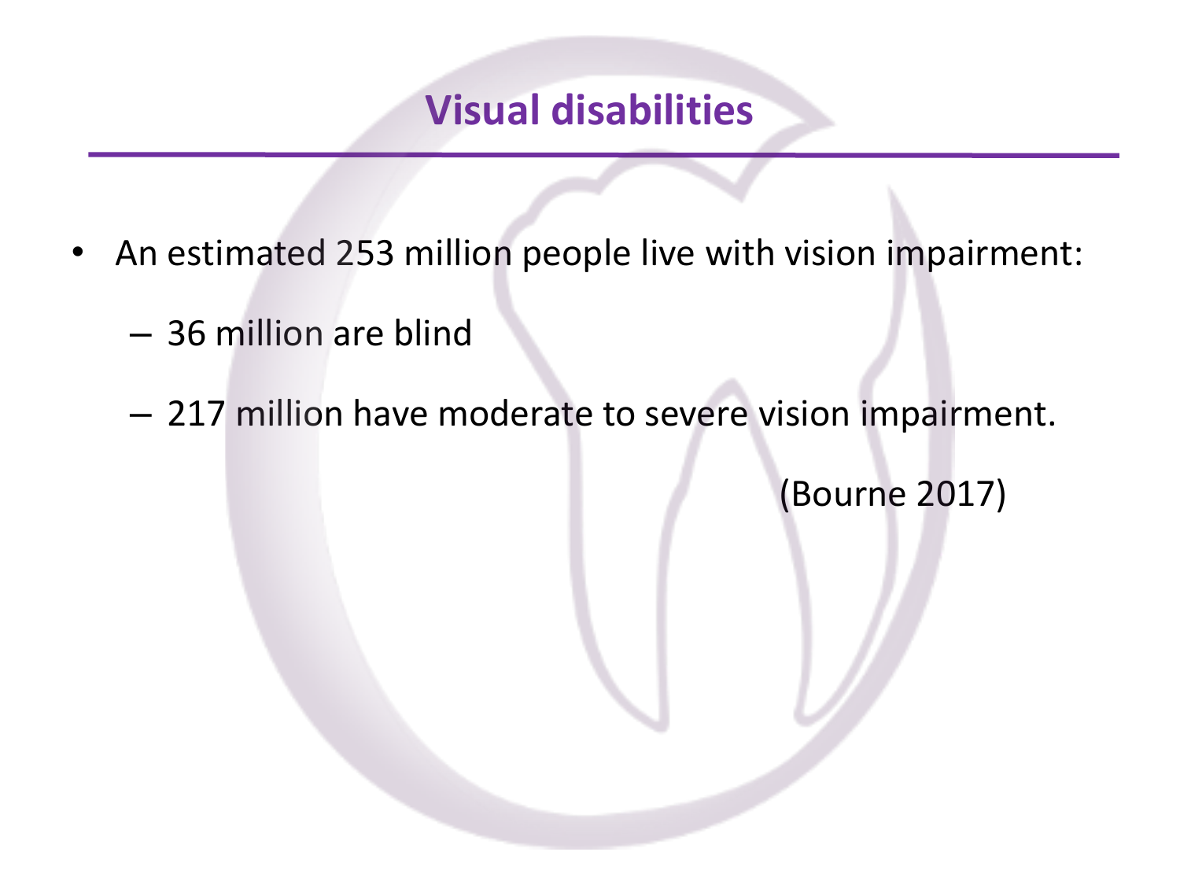# Visual disabilities

- An estimated 253 million people live with vision impairment:
  - 36 million are blind
  - 217 million have moderate to severe vision impairment.

(Bourne 2017)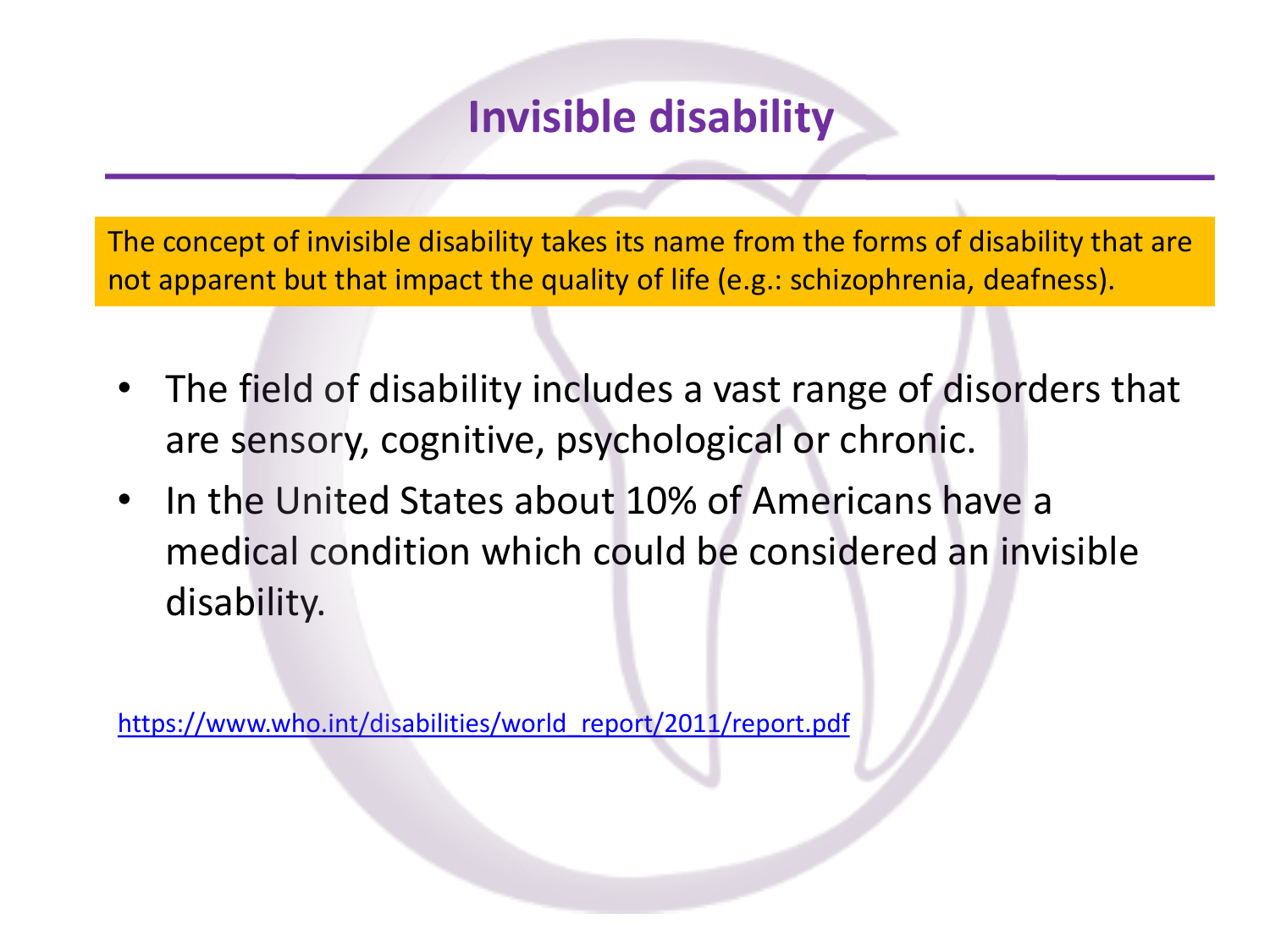# Invisible disability

The concept of invisible disability takes its name from the forms of disability that are not apparent but that impact the quality of life (e.g.: schizophrenia, deafness).

- The field of disability includes a vast range of disorders that are sensory, cognitive, psychological or chronic.
- In the United States about 10% of Americans have a medical condition which could be considered an invisible disability.

https://www.who.int/disabilities/world_report/2011/report.pdf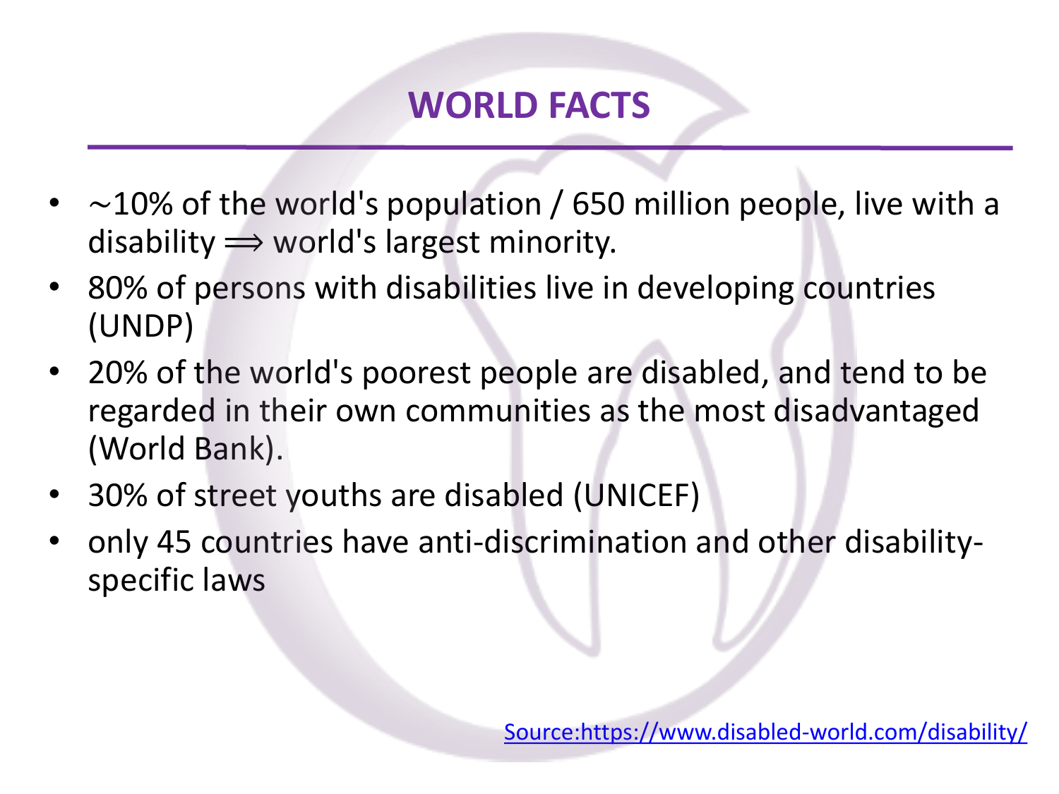# WORLD FACTS

- ~10% of the world's population / 650 million people, live with a disability $\Longrightarrow$ world's largest minority.
- 80% of persons with disabilities live in developing countries (UNDP)
- 20% of the world's poorest people are disabled, and tend to be regarded in their own communities as the most disadvantaged (World Bank).
- 30% of street youths are disabled (UNICEF)
- only 45 countries have anti-discrimination and other disability-specific laws

[Source:https://www.disabled-world.com/disability/](https://www.disabled-world.com/disability/)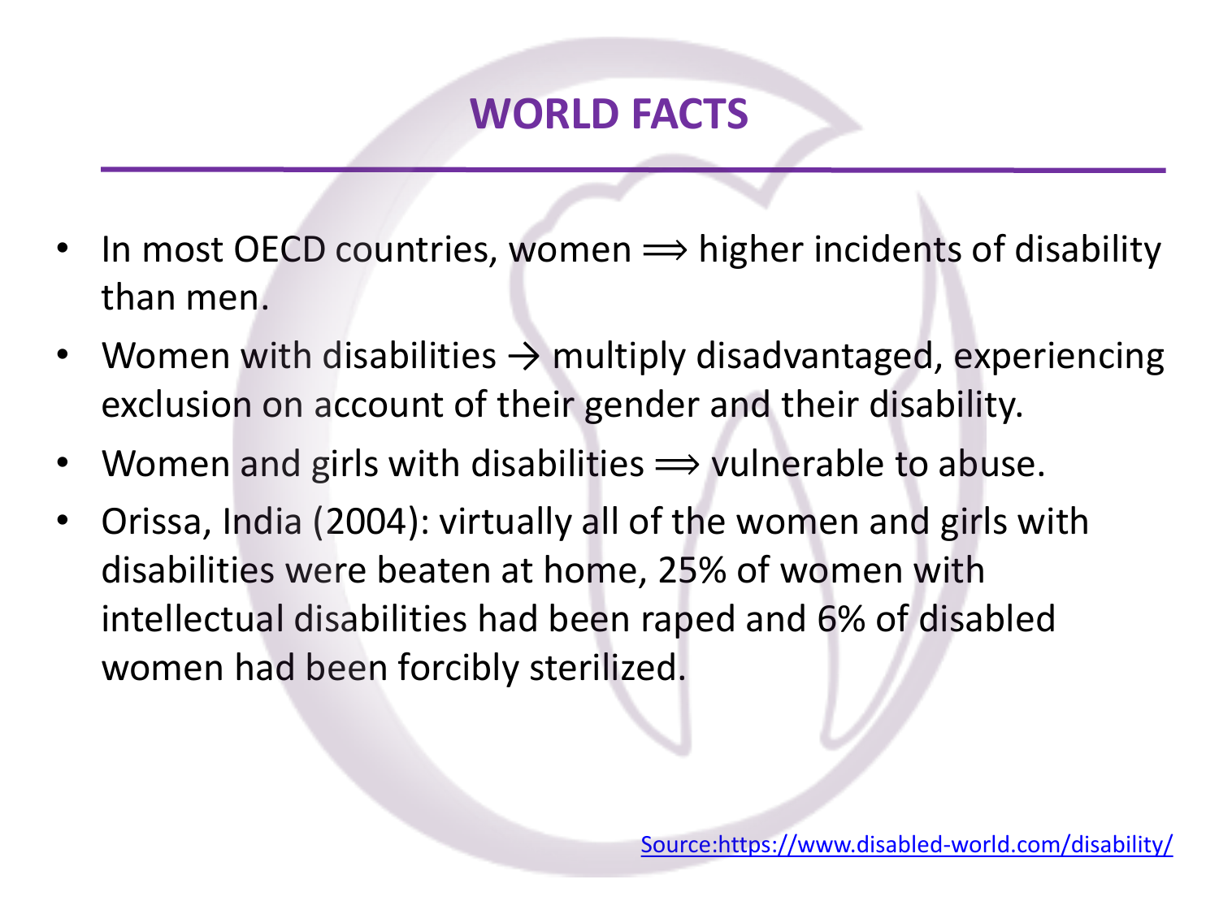# WORLD FACTS

- In most OECD countries, women ⟹ higher incidents of disability than men.
- Women with disabilities → multiply disadvantaged, experiencing exclusion on account of their gender and their disability.
- Women and girls with disabilities ⟹ vulnerable to abuse.
- Orissa, India (2004): virtually all of the women and girls with disabilities were beaten at home, 25% of women with intellectual disabilities had been raped and 6% of disabled women had been forcibly sterilized.

Source:https://www.disabled-world.com/disability/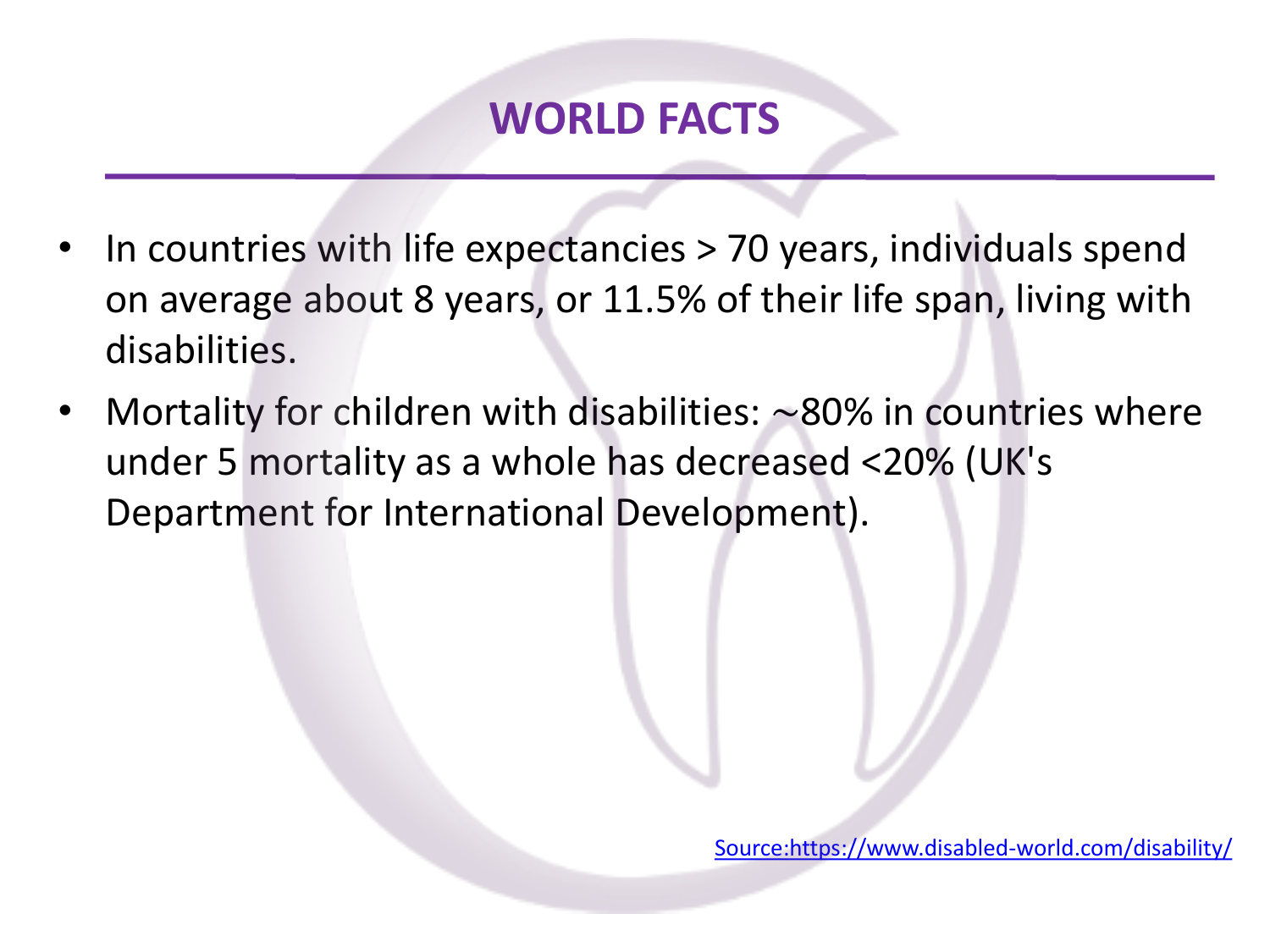# WORLD FACTS

- In countries with life expectancies > 70 years, individuals spend on average about 8 years, or 11.5% of their life span, living with disabilities.
- Mortality for children with disabilities: ~80% in countries where under 5 mortality as a whole has decreased <20% (UK's Department for International Development).

[Source:https://www.disabled-world.com/disability/](https://www.disabled-world.com/disability/)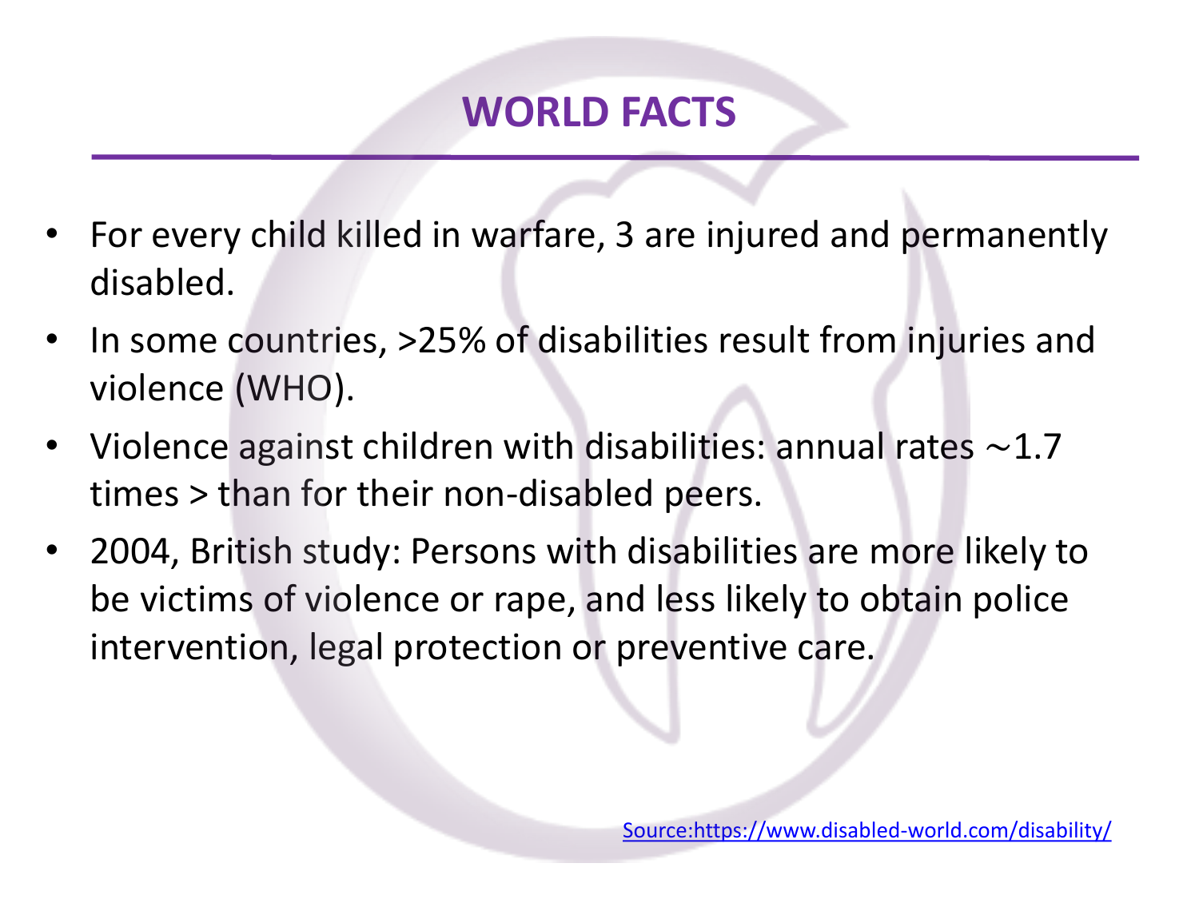# WORLD FACTS

- For every child killed in warfare, 3 are injured and permanently disabled.
- In some countries, >25% of disabilities result from injuries and violence (WHO).
- Violence against children with disabilities: annual rates ∼1.7 times > than for their non-disabled peers.
- 2004, British study: Persons with disabilities are more likely to be victims of violence or rape, and less likely to obtain police intervention, legal protection or preventive care.

Source:https://www.disabled-world.com/disability/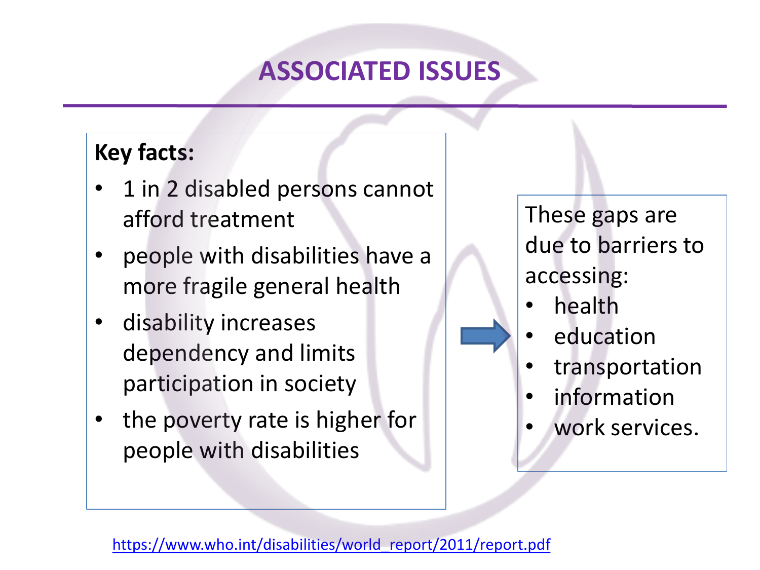# ASSOCIATED ISSUES

**Key facts:**

- 1 in 2 disabled persons cannot afford treatment
- people with disabilities have a more fragile general health
- disability increases dependency and limits participation in society
- the poverty rate is higher for people with disabilities

These gaps are due to barriers to accessing:

- health
- education
- transportation
- information
- work services.

https://www.who.int/disabilities/world_report/2011/report.pdf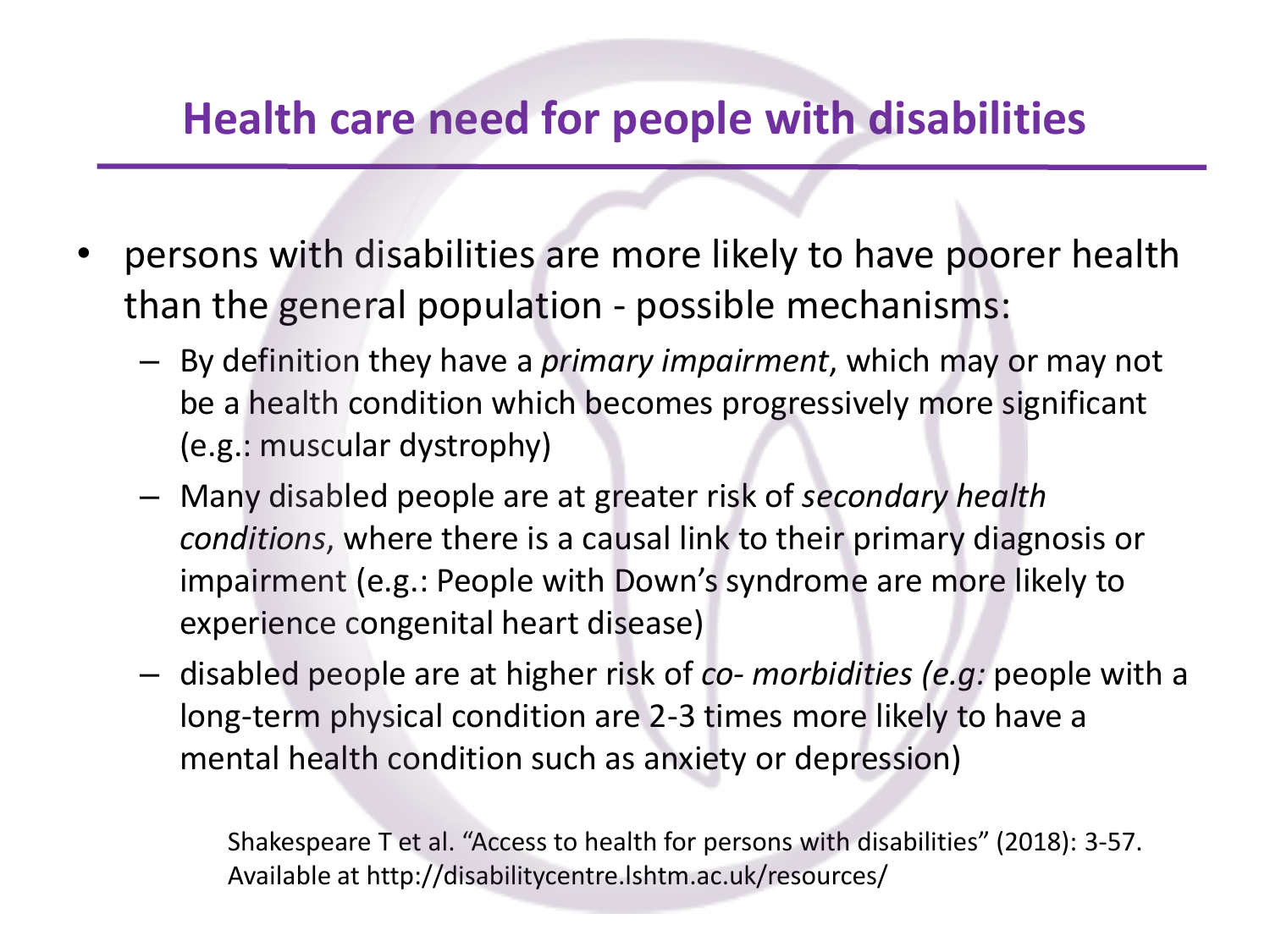## Health care need for people with disabilities

- persons with disabilities are more likely to have poorer health than the general population - possible mechanisms:
  - By definition they have a *primary impairment*, which may or may not be a health condition which becomes progressively more significant (e.g.: muscular dystrophy)
  - Many disabled people are at greater risk of *secondary health conditions*, where there is a causal link to their primary diagnosis or impairment (e.g.: People with Down's syndrome are more likely to experience congenital heart disease)
  - disabled people are at higher risk of *co- morbidities (e.g:* people with a long-term physical condition are 2-3 times more likely to have a mental health condition such as anxiety or depression)

Shakespeare T et al. "Access to health for persons with disabilities" (2018): 3-57. Available at http://disabilitycentre.lshtm.ac.uk/resources/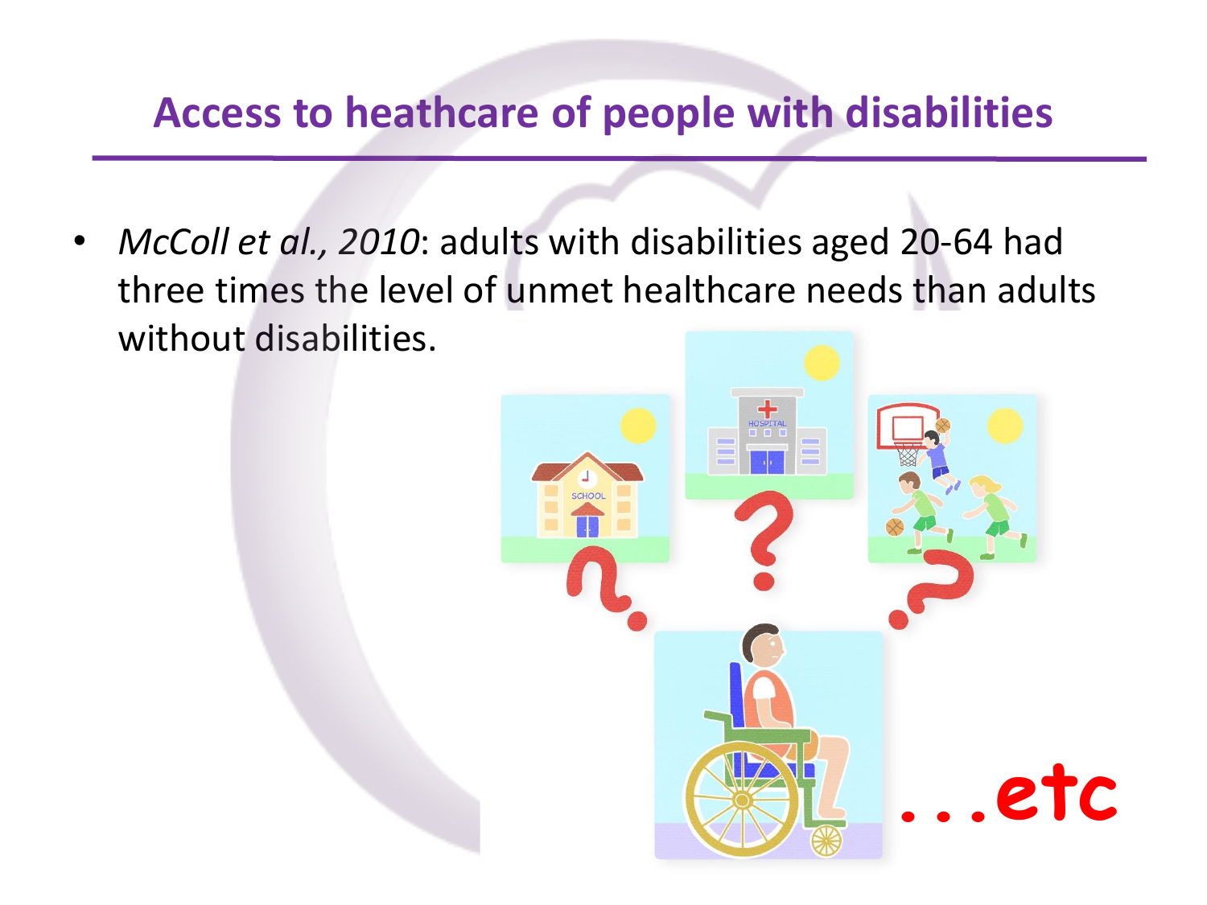# Access to heathcare of people with disabilities

- *McColl et al., 2010*: adults with disabilities aged 20-64 had three times the level of unmet healthcare needs than adults without disabilities.

…etc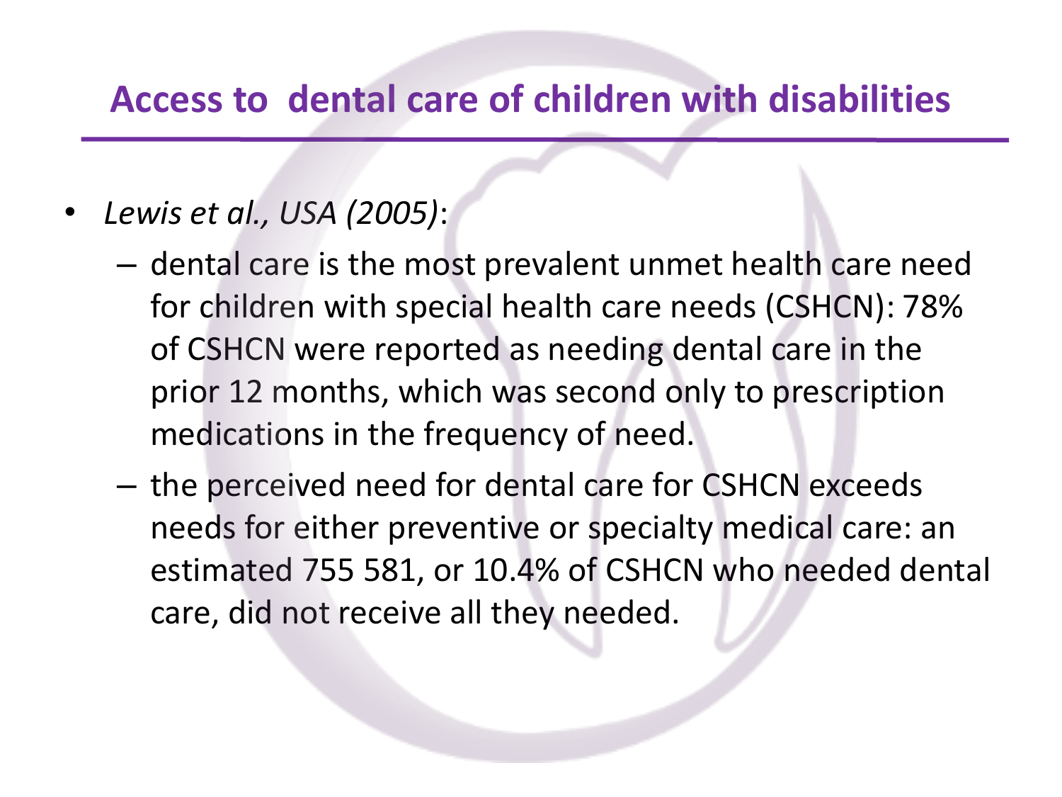## Access to dental care of children with disabilities

- *Lewis et al., USA (2005)*:
  - dental care is the most prevalent unmet health care need for children with special health care needs (CSHCN): 78% of CSHCN were reported as needing dental care in the prior 12 months, which was second only to prescription medications in the frequency of need.
  - the perceived need for dental care for CSHCN exceeds needs for either preventive or specialty medical care: an estimated 755 581, or 10.4% of CSHCN who needed dental care, did not receive all they needed.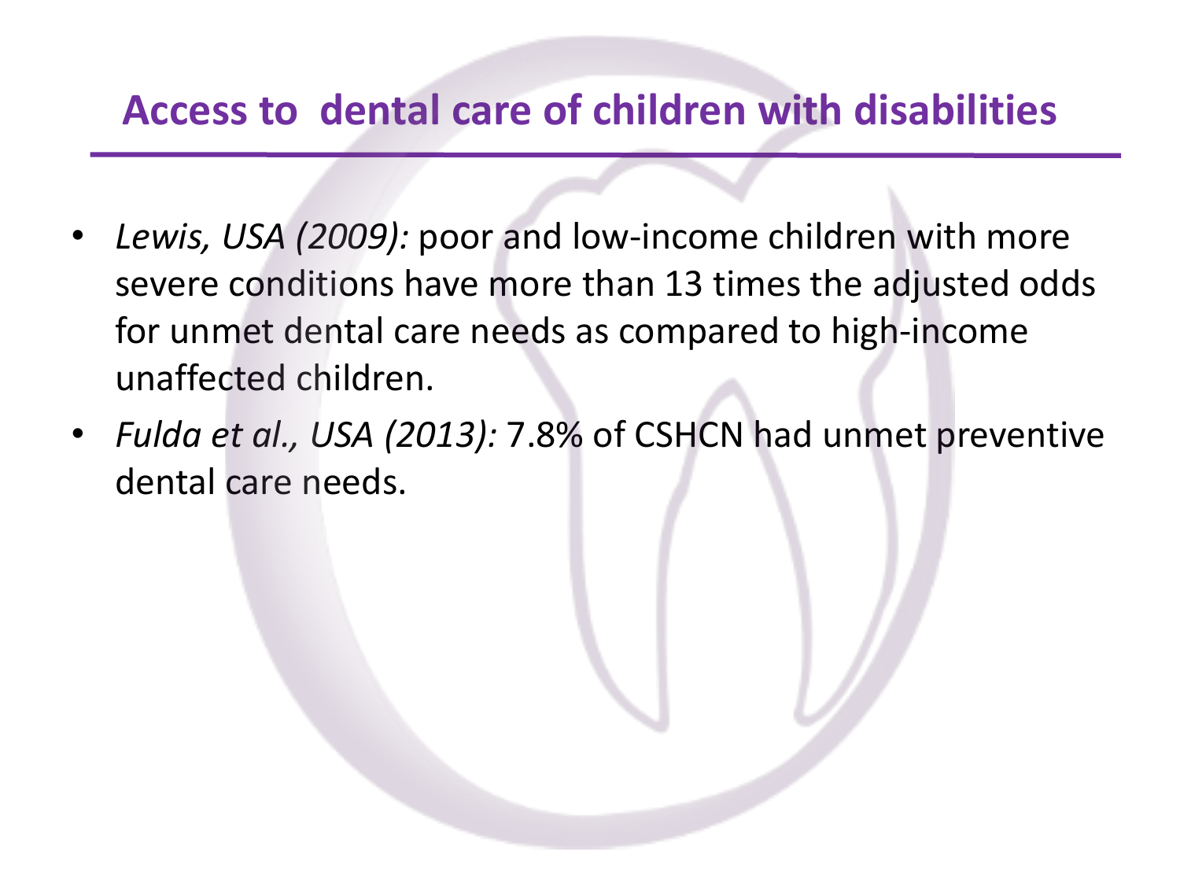# Access to dental care of children with disabilities

- *Lewis, USA (2009):* poor and low-income children with more severe conditions have more than 13 times the adjusted odds for unmet dental care needs as compared to high-income unaffected children.
- *Fulda et al., USA (2013):* 7.8% of CSHCN had unmet preventive dental care needs.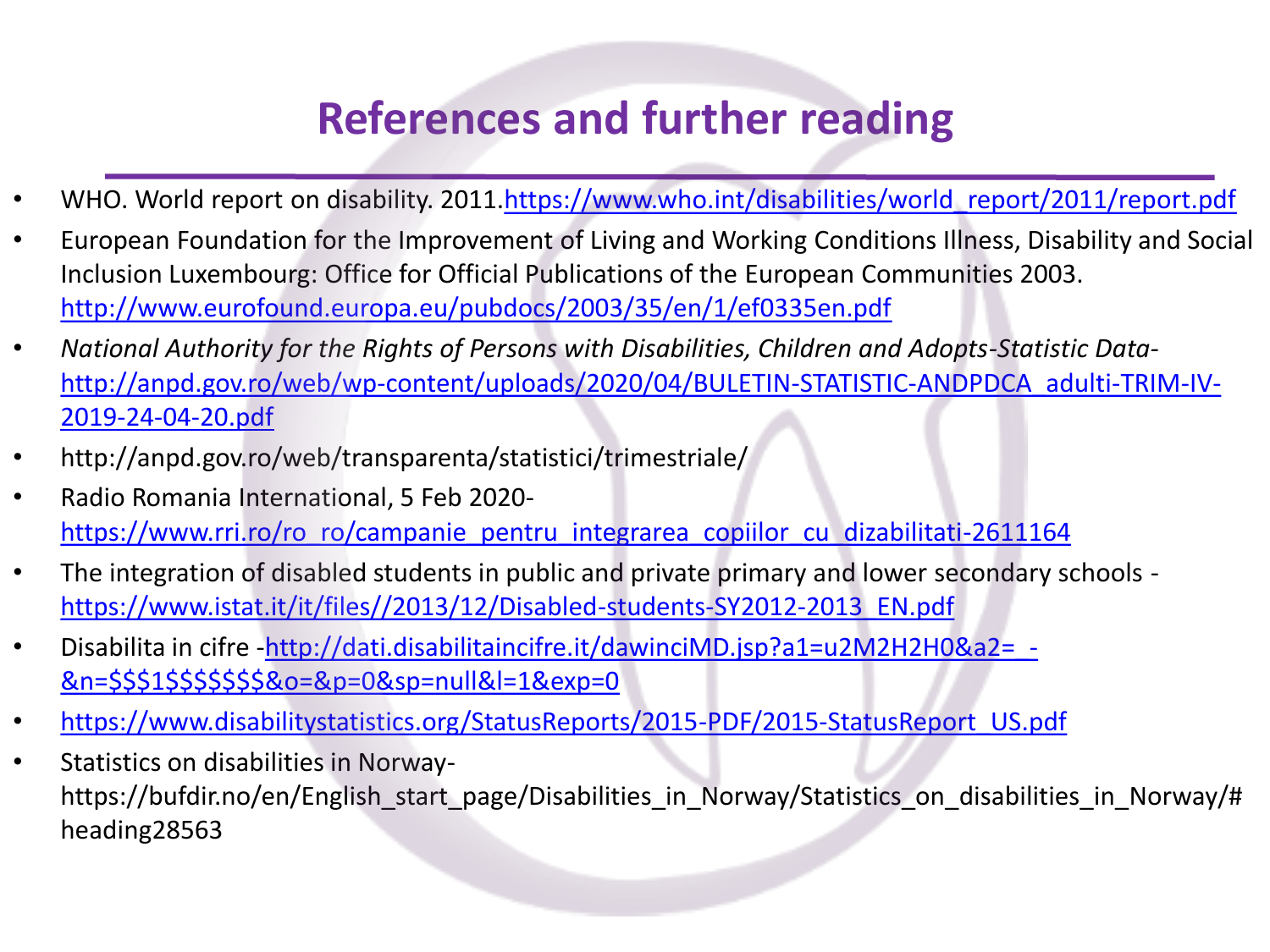# References and further reading

- WHO. World report on disability. 2011.https://www.who.int/disabilities/world_report/2011/report.pdf
- European Foundation for the Improvement of Living and Working Conditions Illness, Disability and Social Inclusion Luxembourg: Office for Official Publications of the European Communities 2003. http://www.eurofound.europa.eu/pubdocs/2003/35/en/1/ef0335en.pdf
- *National Authority for the Rights of Persons with Disabilities, Children and Adopts-Statistic Data-* http://anpd.gov.ro/web/wp-content/uploads/2020/04/BULETIN-STATISTIC-ANDPDCA_adulti-TRIM-IV-2019-24-04-20.pdf
- http://anpd.gov.ro/web/transparenta/statistici/trimestriale/
- Radio Romania International, 5 Feb 2020- https://www.rri.ro/ro_ro/campanie_pentru_integrarea_copiilor_cu_dizabilitati-2611164
- The integration of disabled students in public and private primary and lower secondary schools - https://www.istat.it/it/files//2013/12/Disabled-students-SY2012-2013_EN.pdf
- Disabilita in cifre -http://dati.disabilitaincifre.it/dawinciMD.jsp?a1=u2M2H2H0&a2=_-&n=$$$1$$$$$$$$&o=&p=0&sp=null&l=1&exp=0
- https://www.disabilitystatistics.org/StatusReports/2015-PDF/2015-StatusReport_US.pdf
- Statistics on disabilities in Norway- https://bufdir.no/en/English_start_page/Disabilities_in_Norway/Statistics_on_disabilities_in_Norway/#heading28563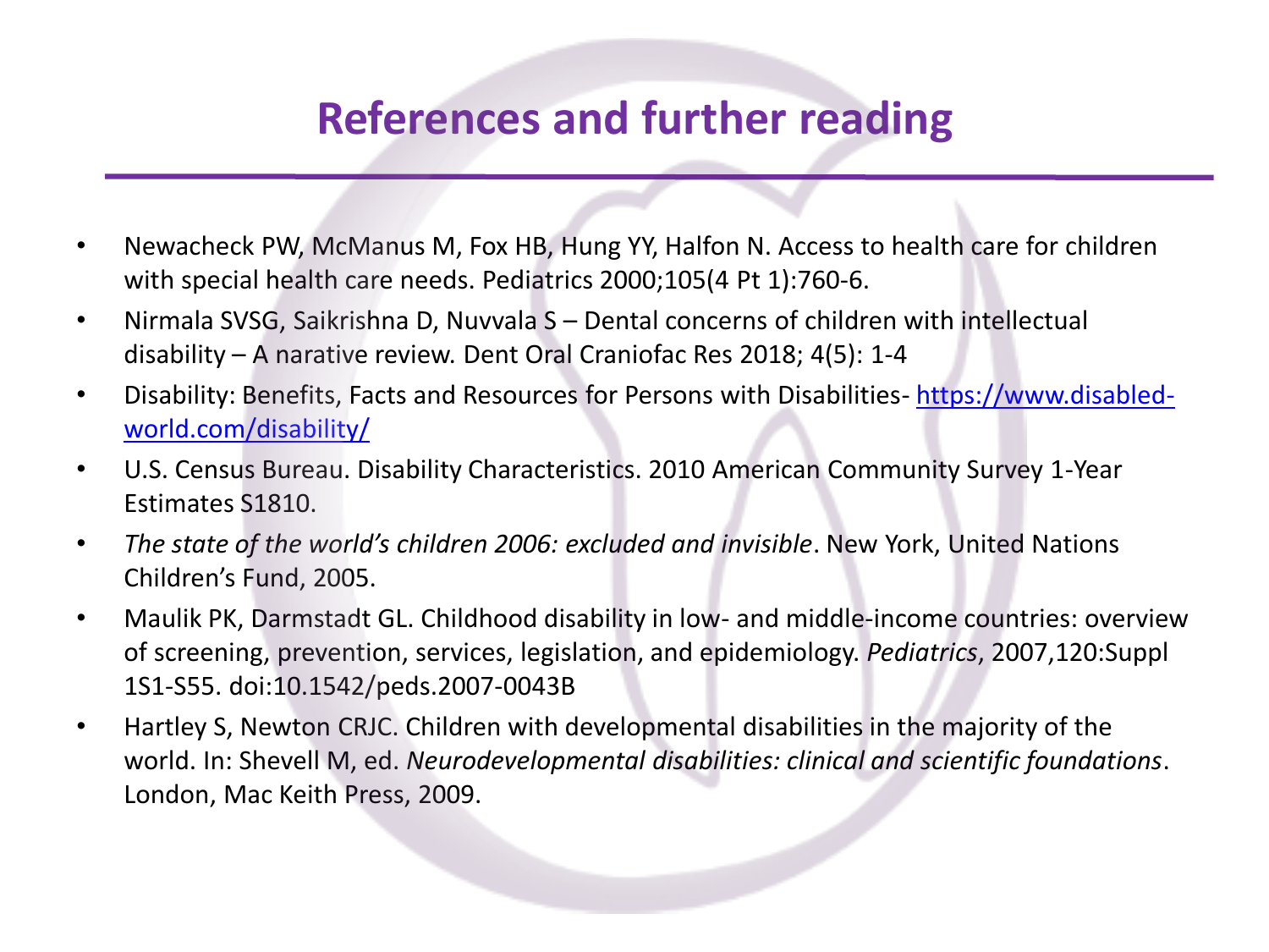# References and further reading

- Newacheck PW, McManus M, Fox HB, Hung YY, Halfon N. Access to health care for children with special health care needs. Pediatrics 2000;105(4 Pt 1):760-6.
- Nirmala SVSG, Saikrishna D, Nuvvala S – Dental concerns of children with intellectual disability – A narative review. Dent Oral Craniofac Res 2018; 4(5): 1-4
- Disability: Benefits, Facts and Resources for Persons with Disabilities- [https://www.disabled-world.com/disability/](https://www.disabled-world.com/disability/)
- U.S. Census Bureau. Disability Characteristics. 2010 American Community Survey 1-Year Estimates S1810.
- *The state of the world's children 2006: excluded and invisible*. New York, United Nations Children's Fund, 2005.
- Maulik PK, Darmstadt GL. Childhood disability in low- and middle-income countries: overview of screening, prevention, services, legislation, and epidemiology. *Pediatrics*, 2007,120:Suppl 1S1-S55. doi:10.1542/peds.2007-0043B
- Hartley S, Newton CRJC. Children with developmental disabilities in the majority of the world. In: Shevell M, ed. *Neurodevelopmental disabilities: clinical and scientific foundations*. London, Mac Keith Press, 2009.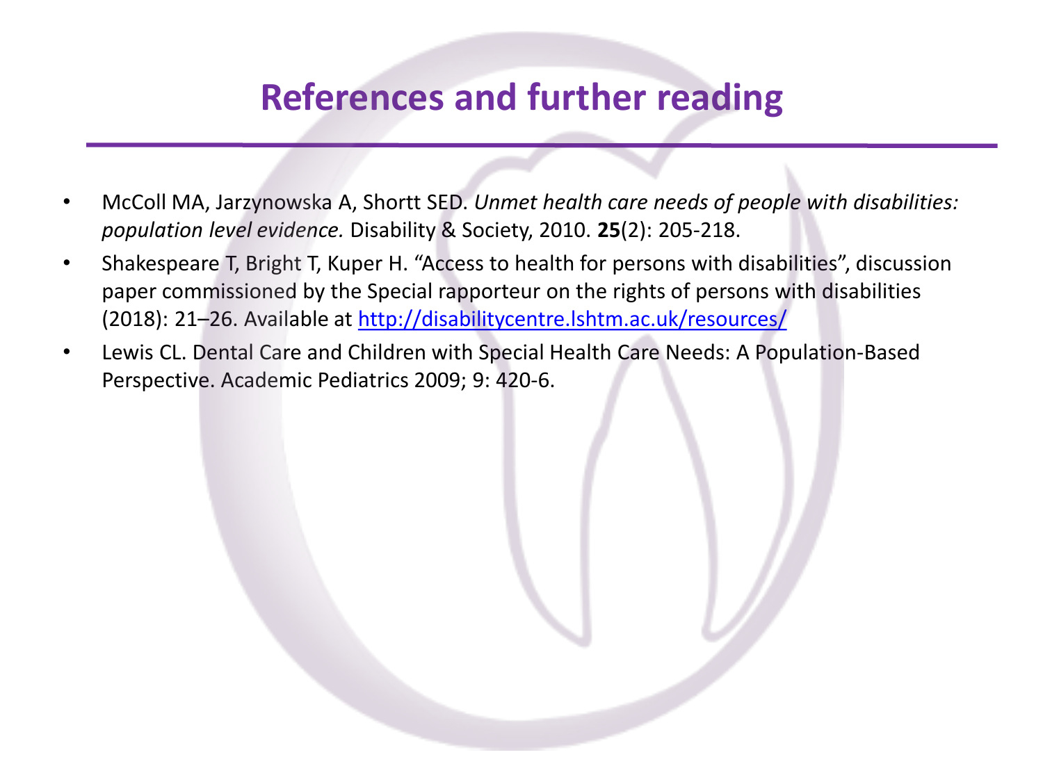# References and further reading

- McColl MA, Jarzynowska A, Shortt SED. *Unmet health care needs of people with disabilities: population level evidence.* Disability & Society, 2010. **25**(2): 205-218.
- Shakespeare T, Bright T, Kuper H. "Access to health for persons with disabilities", discussion paper commissioned by the Special rapporteur on the rights of persons with disabilities (2018): 21–26. Available at http://disabilitycentre.lshtm.ac.uk/resources/
- Lewis CL. Dental Care and Children with Special Health Care Needs: A Population-Based Perspective. Academic Pediatrics 2009; 9: 420-6.